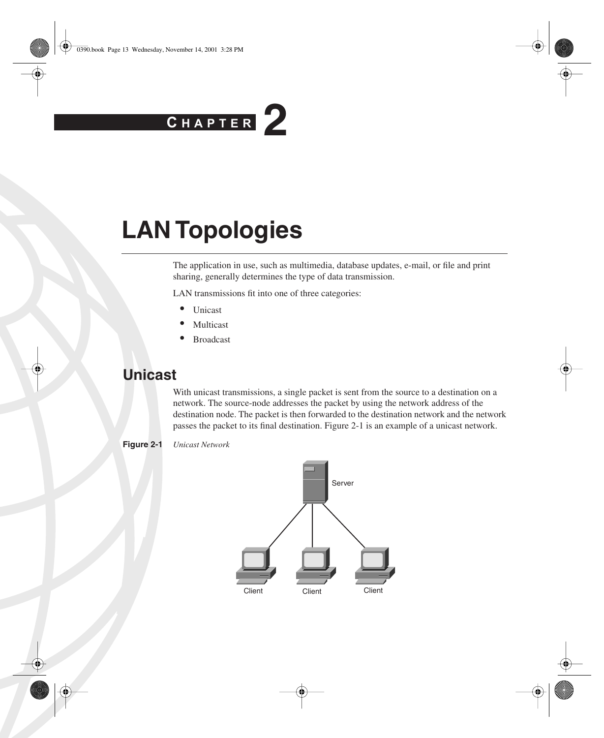# Chapter 2

# LAN Topologies

The application in use, such as multimedia, database updates, e-mail, or file and print sharing, generally determines the type of data transmission.

LAN transmissions fit into one of three categories:

- Unicast
- Multicast
- Broadcast

## Unicast

With unicast transmissions, a single packet is sent from the source to a destination on a network. The source-node addresses the packet by using the network address of the destination node. The packet is then forwarded to the destination network and the network passes the packet to its final destination. Figure 2-1 is an example of a unicast network.

**Figure 2-1** *Unicast Network*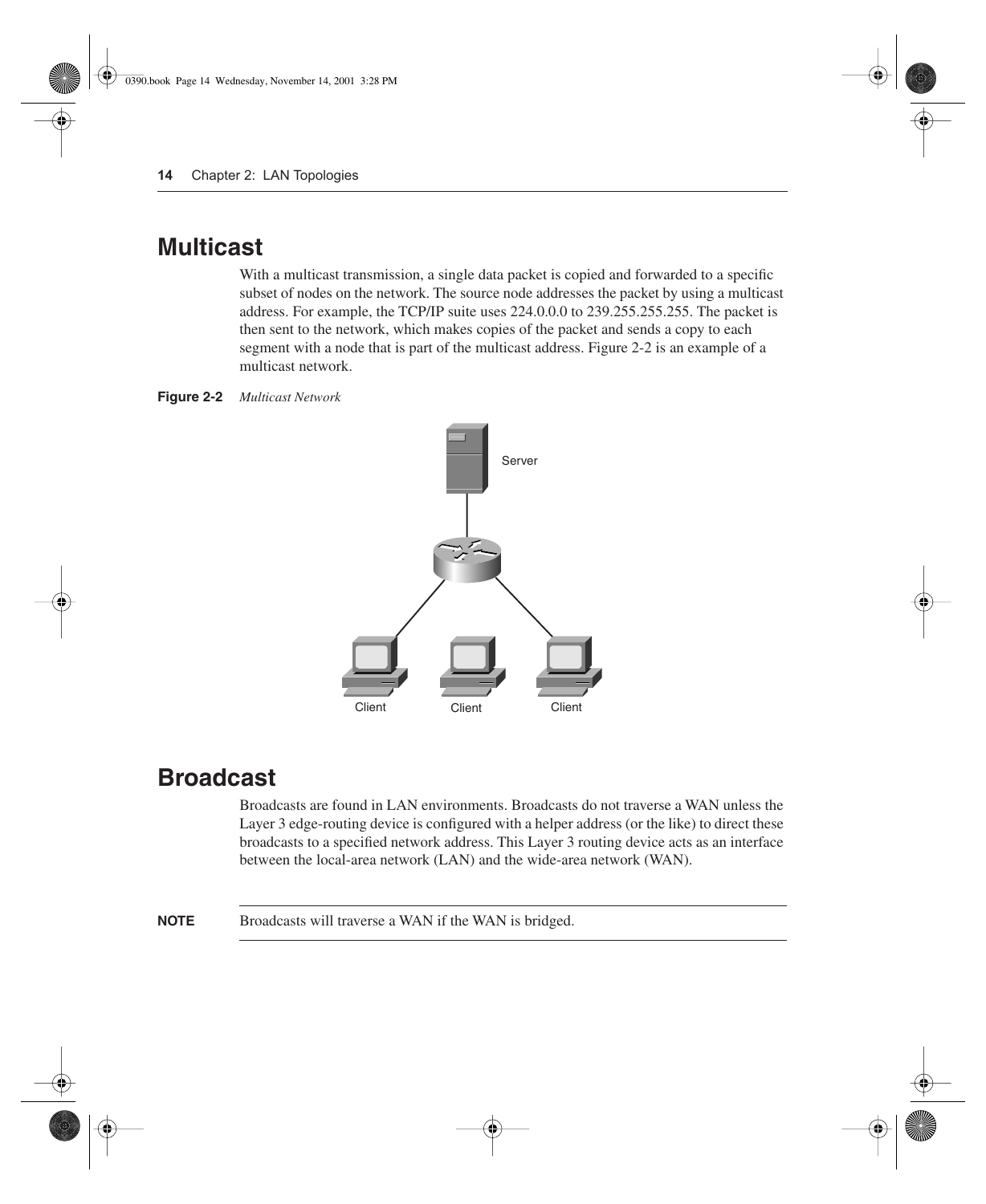## Multicast

With a multicast transmission, a single data packet is copied and forwarded to a specific subset of nodes on the network. The source node addresses the packet by using a multicast address. For example, the TCP/IP suite uses 224.0.0.0 to 239.255.255.255. The packet is then sent to the network, which makes copies of the packet and sends a copy to each segment with a node that is part of the multicast address. Figure 2-2 is an example of a multicast network.

**Figure 2-2** *Multicast Network*

## Broadcast

Broadcasts are found in LAN environments. Broadcasts do not traverse a WAN unless the Layer 3 edge-routing device is configured with a helper address (or the like) to direct these broadcasts to a specified network address. This Layer 3 routing device acts as an interface between the local-area network (LAN) and the wide-area network (WAN).

**NOTE** Broadcasts will traverse a WAN if the WAN is bridged.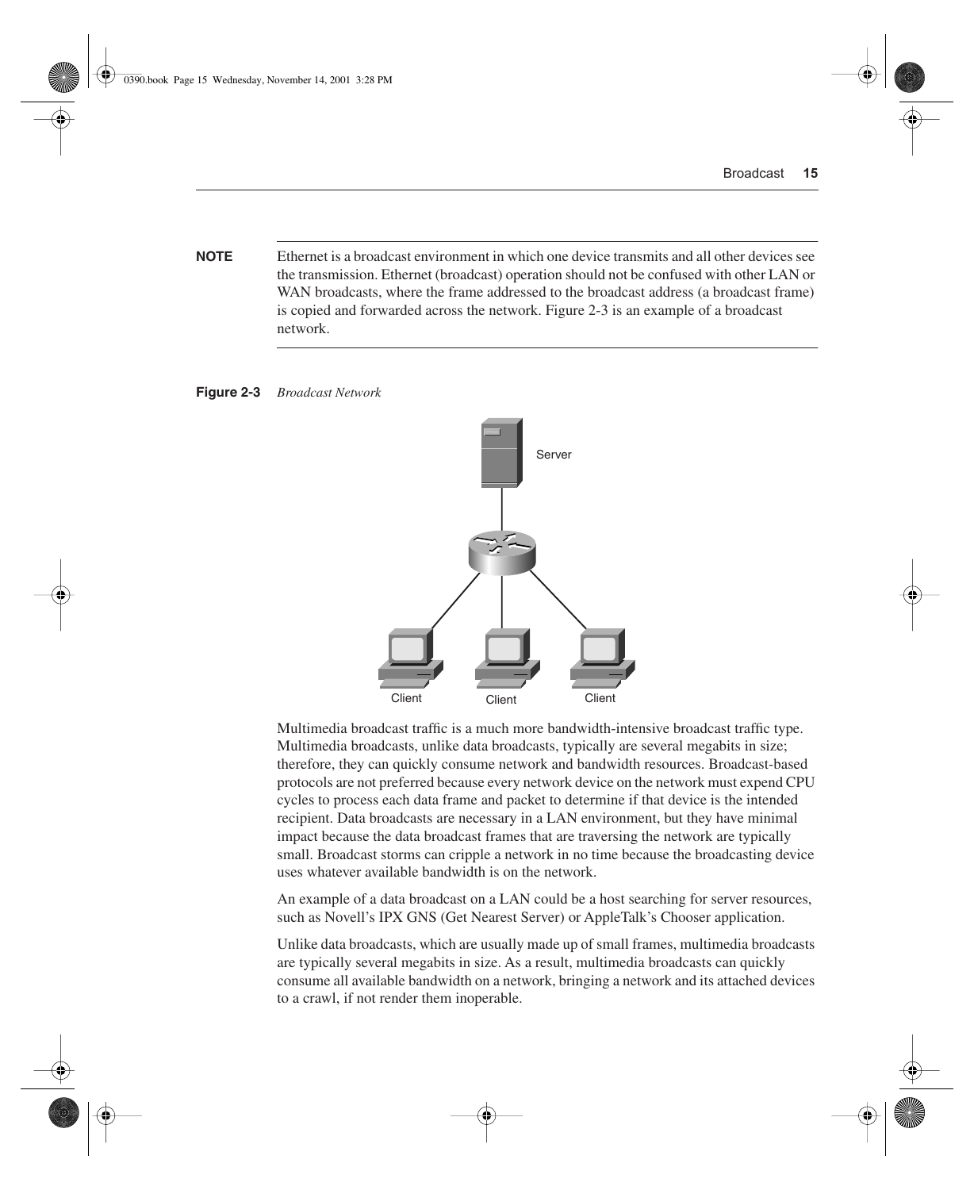**NOTE** Ethernet is a broadcast environment in which one device transmits and all other devices see the transmission. Ethernet (broadcast) operation should not be confused with other LAN or WAN broadcasts, where the frame addressed to the broadcast address (a broadcast frame) is copied and forwarded across the network. Figure 2-3 is an example of a broadcast network.

**Figure 2-3** *Broadcast Network*

Multimedia broadcast traffic is a much more bandwidth-intensive broadcast traffic type. Multimedia broadcasts, unlike data broadcasts, typically are several megabits in size; therefore, they can quickly consume network and bandwidth resources. Broadcast-based protocols are not preferred because every network device on the network must expend CPU cycles to process each data frame and packet to determine if that device is the intended recipient. Data broadcasts are necessary in a LAN environment, but they have minimal impact because the data broadcast frames that are traversing the network are typically small. Broadcast storms can cripple a network in no time because the broadcasting device uses whatever available bandwidth is on the network.

An example of a data broadcast on a LAN could be a host searching for server resources, such as Novell's IPX GNS (Get Nearest Server) or AppleTalk's Chooser application.

Unlike data broadcasts, which are usually made up of small frames, multimedia broadcasts are typically several megabits in size. As a result, multimedia broadcasts can quickly consume all available bandwidth on a network, bringing a network and its attached devices to a crawl, if not render them inoperable.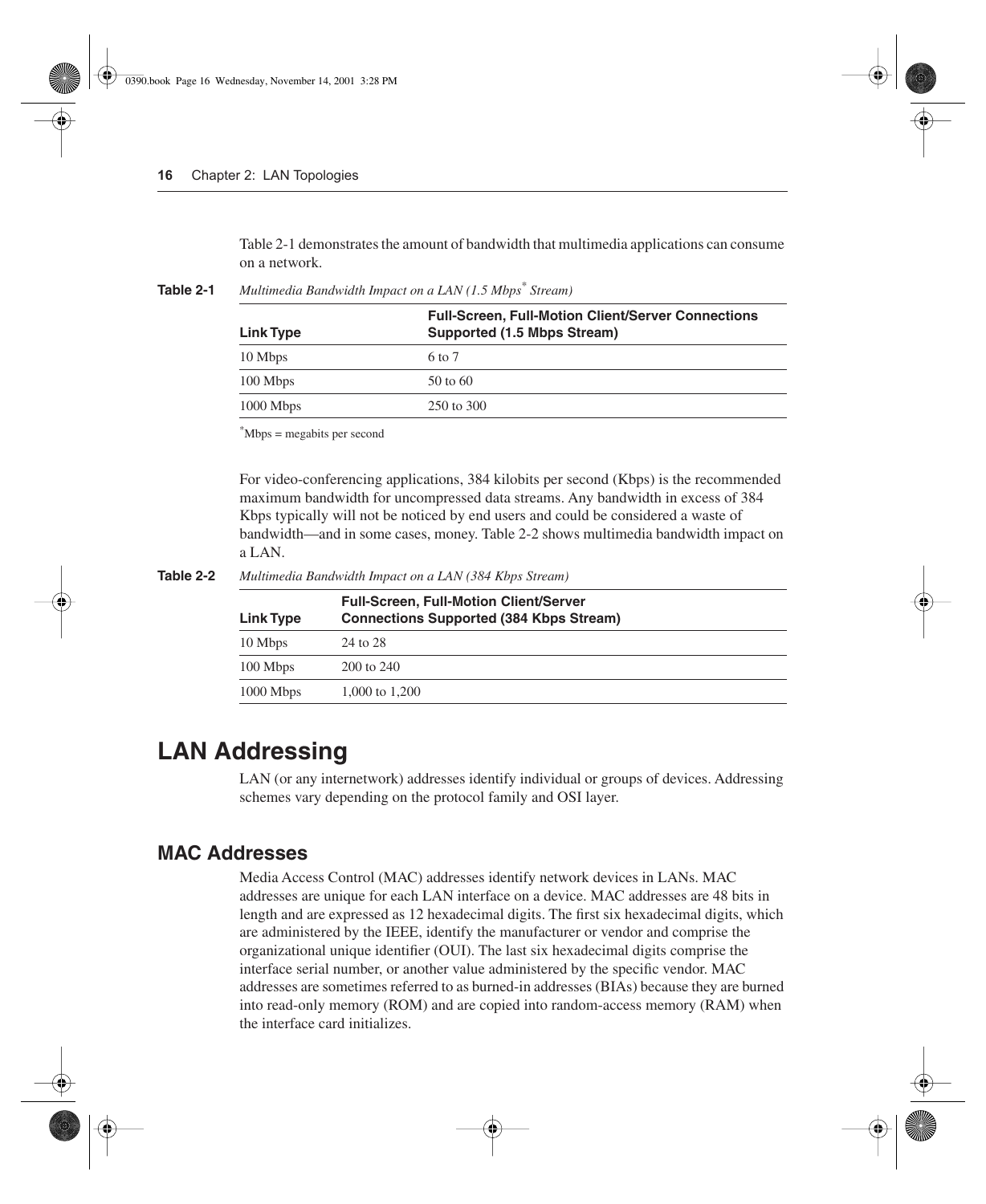Table 2-1 demonstrates the amount of bandwidth that multimedia applications can consume on a network.

**Table 2-1** *Multimedia Bandwidth Impact on a LAN (1.5 Mbps[*] Stream)*

| Link Type | Full-Screen, Full-Motion Client/Server Connections Supported (1.5 Mbps Stream) |
|---|---|
| 10 Mbps | 6 to 7 |
| 100 Mbps | 50 to 60 |
| 1000 Mbps | 250 to 300 |

[*]Mbps = megabits per second

For video-conferencing applications, 384 kilobits per second (Kbps) is the recommended maximum bandwidth for uncompressed data streams. Any bandwidth in excess of 384 Kbps typically will not be noticed by end users and could be considered a waste of bandwidth—and in some cases, money. Table 2-2 shows multimedia bandwidth impact on a LAN.

**Table 2-2** *Multimedia Bandwidth Impact on a LAN (384 Kbps Stream)*

| Link Type | Full-Screen, Full-Motion Client/Server Connections Supported (384 Kbps Stream) |
|---|---|
| 10 Mbps | 24 to 28 |
| 100 Mbps | 200 to 240 |
| 1000 Mbps | 1,000 to 1,200 |

# LAN Addressing

LAN (or any internetwork) addresses identify individual or groups of devices. Addressing schemes vary depending on the protocol family and OSI layer.

## MAC Addresses

Media Access Control (MAC) addresses identify network devices in LANs. MAC addresses are unique for each LAN interface on a device. MAC addresses are 48 bits in length and are expressed as 12 hexadecimal digits. The first six hexadecimal digits, which are administered by the IEEE, identify the manufacturer or vendor and comprise the organizational unique identifier (OUI). The last six hexadecimal digits comprise the interface serial number, or another value administered by the specific vendor. MAC addresses are sometimes referred to as burned-in addresses (BIAs) because they are burned into read-only memory (ROM) and are copied into random-access memory (RAM) when the interface card initializes.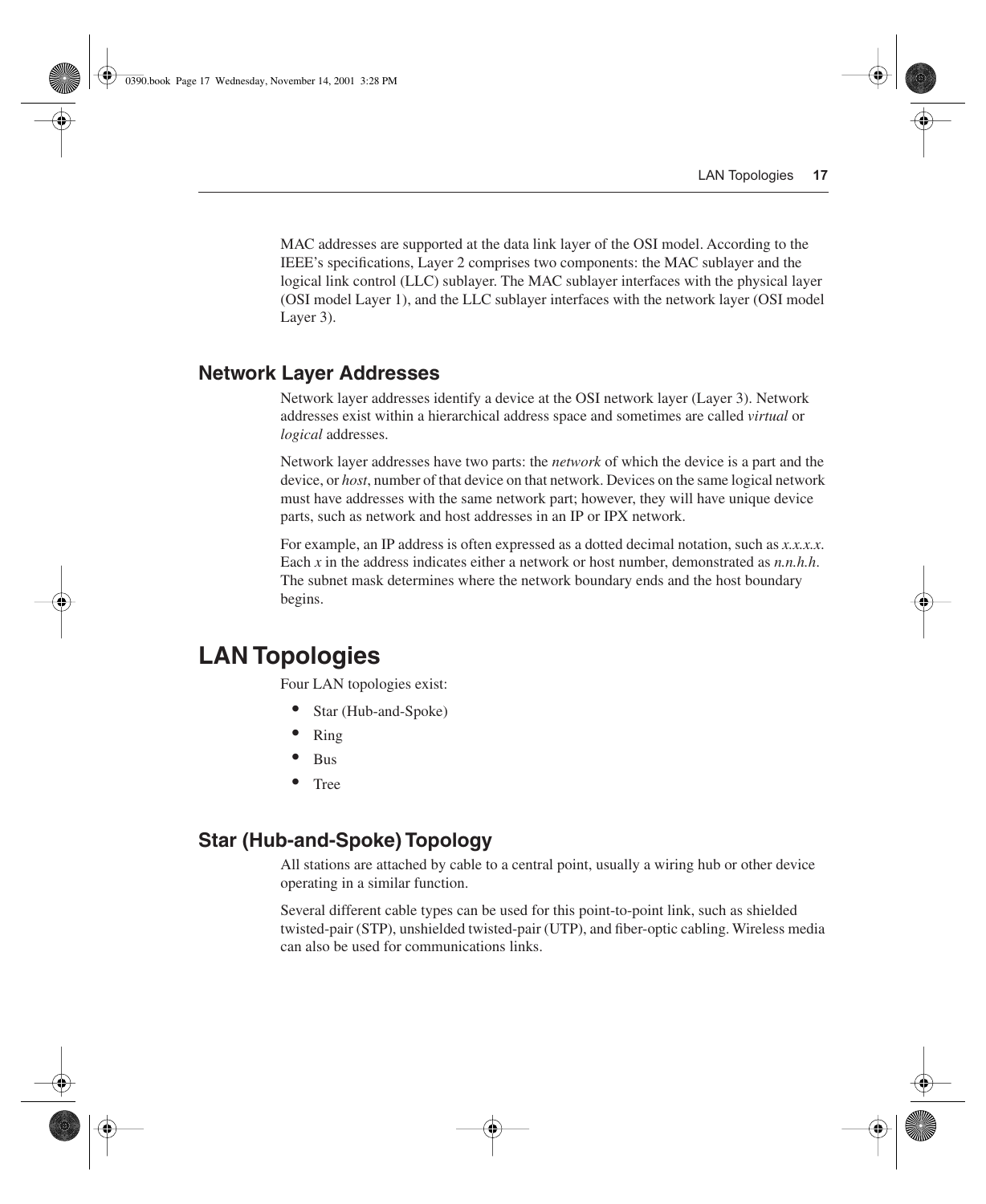MAC addresses are supported at the data link layer of the OSI model. According to the IEEE's specifications, Layer 2 comprises two components: the MAC sublayer and the logical link control (LLC) sublayer. The MAC sublayer interfaces with the physical layer (OSI model Layer 1), and the LLC sublayer interfaces with the network layer (OSI model Layer 3).

## Network Layer Addresses

Network layer addresses identify a device at the OSI network layer (Layer 3). Network addresses exist within a hierarchical address space and sometimes are called *virtual* or *logical* addresses.

Network layer addresses have two parts: the *network* of which the device is a part and the device, or *host*, number of that device on that network. Devices on the same logical network must have addresses with the same network part; however, they will have unique device parts, such as network and host addresses in an IP or IPX network.

For example, an IP address is often expressed as a dotted decimal notation, such as *x.x.x.x*. Each *x* in the address indicates either a network or host number, demonstrated as *n.n.h.h*. The subnet mask determines where the network boundary ends and the host boundary begins.

# LAN Topologies

Four LAN topologies exist:

- Star (Hub-and-Spoke)
- Ring
- Bus
- Tree

## Star (Hub-and-Spoke) Topology

All stations are attached by cable to a central point, usually a wiring hub or other device operating in a similar function.

Several different cable types can be used for this point-to-point link, such as shielded twisted-pair (STP), unshielded twisted-pair (UTP), and fiber-optic cabling. Wireless media can also be used for communications links.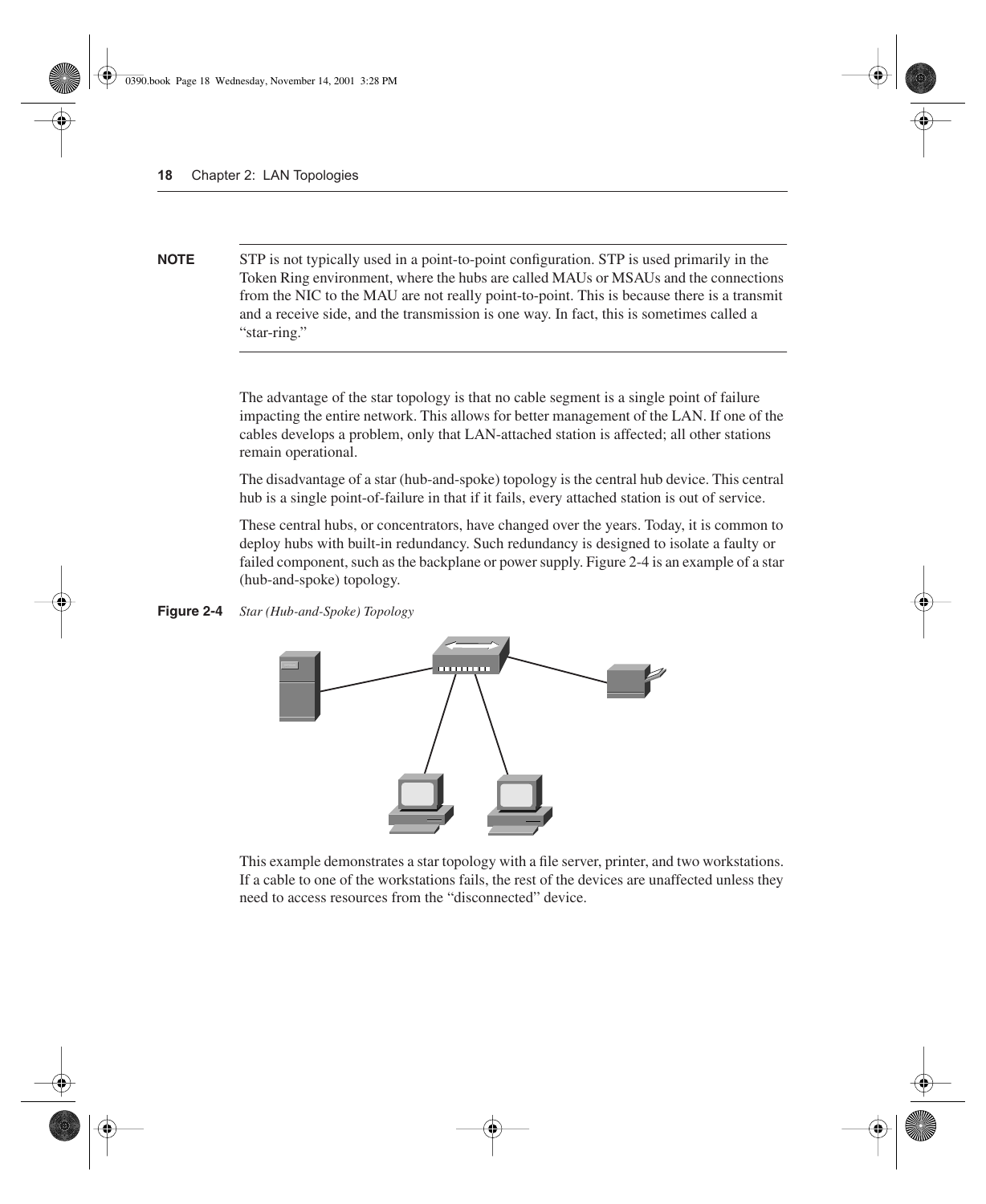**NOTE** STP is not typically used in a point-to-point configuration. STP is used primarily in the Token Ring environment, where the hubs are called MAUs or MSAUs and the connections from the NIC to the MAU are not really point-to-point. This is because there is a transmit and a receive side, and the transmission is one way. In fact, this is sometimes called a "star-ring."

The advantage of the star topology is that no cable segment is a single point of failure impacting the entire network. This allows for better management of the LAN. If one of the cables develops a problem, only that LAN-attached station is affected; all other stations remain operational.

The disadvantage of a star (hub-and-spoke) topology is the central hub device. This central hub is a single point-of-failure in that if it fails, every attached station is out of service.

These central hubs, or concentrators, have changed over the years. Today, it is common to deploy hubs with built-in redundancy. Such redundancy is designed to isolate a faulty or failed component, such as the backplane or power supply. Figure 2-4 is an example of a star (hub-and-spoke) topology.

**Figure 2-4** *Star (Hub-and-Spoke) Topology*

This example demonstrates a star topology with a file server, printer, and two workstations. If a cable to one of the workstations fails, the rest of the devices are unaffected unless they need to access resources from the "disconnected" device.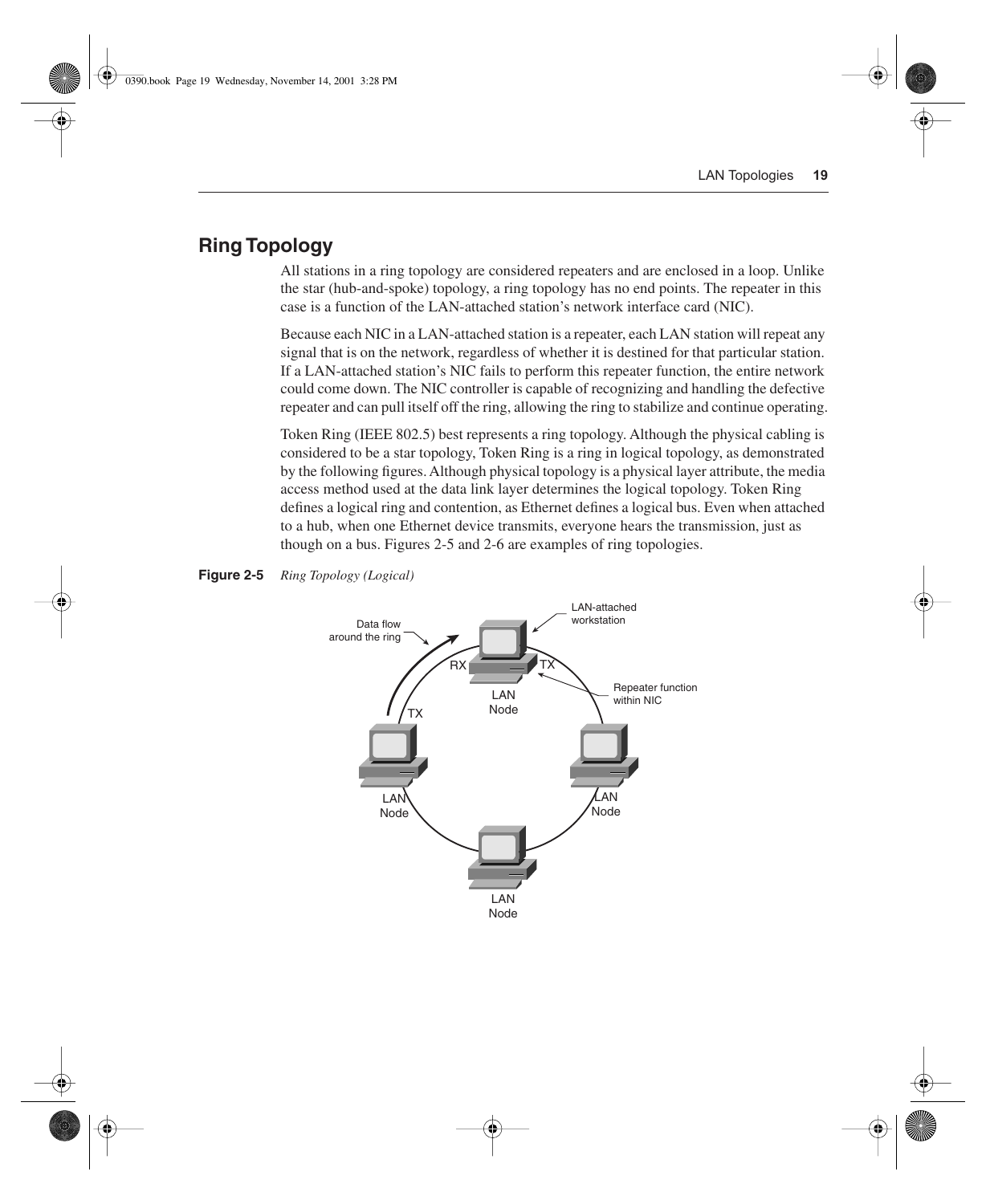## Ring Topology

All stations in a ring topology are considered repeaters and are enclosed in a loop. Unlike the star (hub-and-spoke) topology, a ring topology has no end points. The repeater in this case is a function of the LAN-attached station's network interface card (NIC).

Because each NIC in a LAN-attached station is a repeater, each LAN station will repeat any signal that is on the network, regardless of whether it is destined for that particular station. If a LAN-attached station's NIC fails to perform this repeater function, the entire network could come down. The NIC controller is capable of recognizing and handling the defective repeater and can pull itself off the ring, allowing the ring to stabilize and continue operating.

Token Ring (IEEE 802.5) best represents a ring topology. Although the physical cabling is considered to be a star topology, Token Ring is a ring in logical topology, as demonstrated by the following figures. Although physical topology is a physical layer attribute, the media access method used at the data link layer determines the logical topology. Token Ring defines a logical ring and contention, as Ethernet defines a logical bus. Even when attached to a hub, when one Ethernet device transmits, everyone hears the transmission, just as though on a bus. Figures 2-5 and 2-6 are examples of ring topologies.

**Figure 2-5** *Ring Topology (Logical)*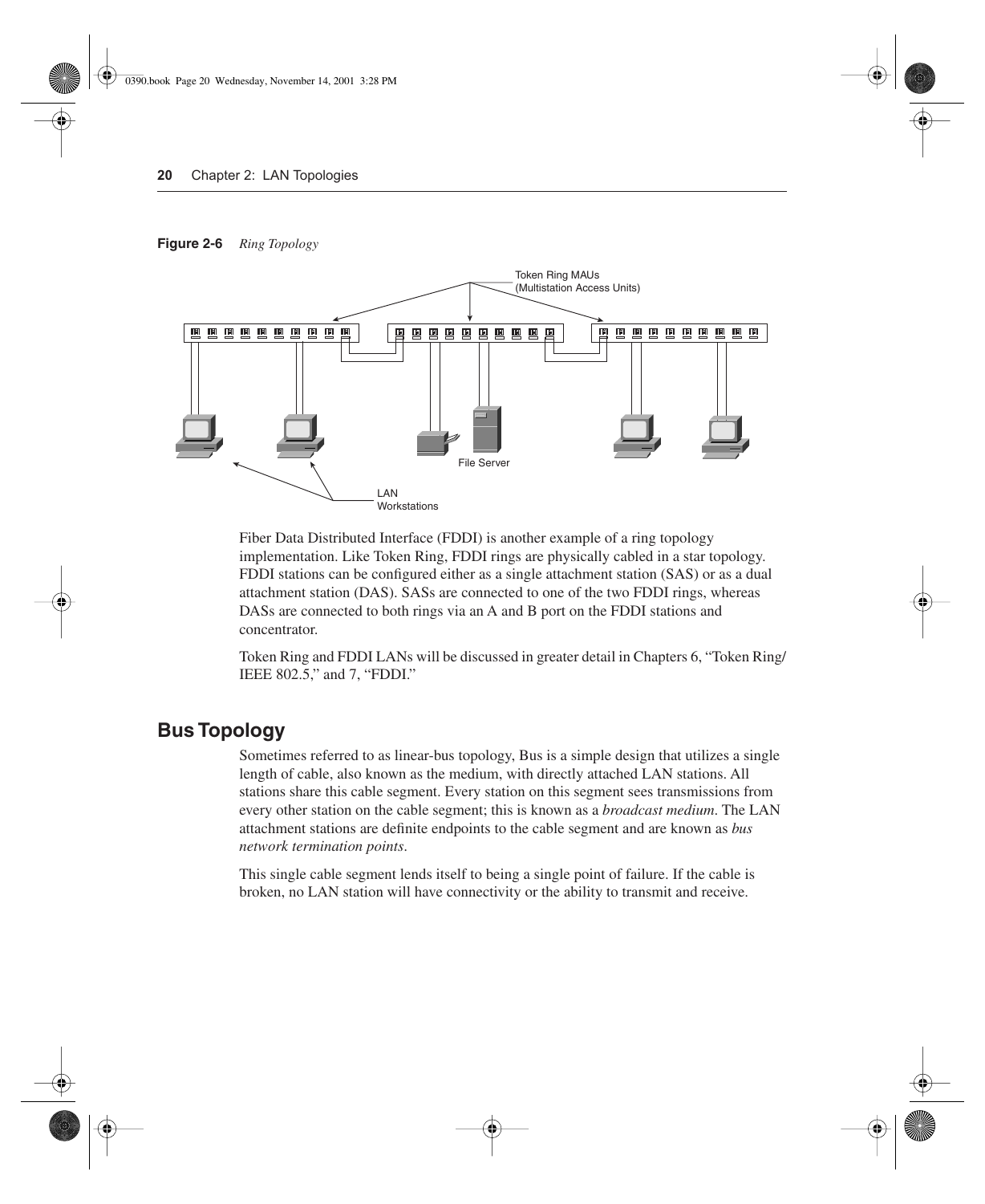**Figure 2-6** *Ring Topology*

Fiber Data Distributed Interface (FDDI) is another example of a ring topology implementation. Like Token Ring, FDDI rings are physically cabled in a star topology. FDDI stations can be configured either as a single attachment station (SAS) or as a dual attachment station (DAS). SASs are connected to one of the two FDDI rings, whereas DASs are connected to both rings via an A and B port on the FDDI stations and concentrator.

Token Ring and FDDI LANs will be discussed in greater detail in Chapters 6, "Token Ring/IEEE 802.5," and 7, "FDDI."

## Bus Topology

Sometimes referred to as linear-bus topology, Bus is a simple design that utilizes a single length of cable, also known as the medium, with directly attached LAN stations. All stations share this cable segment. Every station on this segment sees transmissions from every other station on the cable segment; this is known as a *broadcast medium*. The LAN attachment stations are definite endpoints to the cable segment and are known as *bus network termination points*.

This single cable segment lends itself to being a single point of failure. If the cable is broken, no LAN station will have connectivity or the ability to transmit and receive.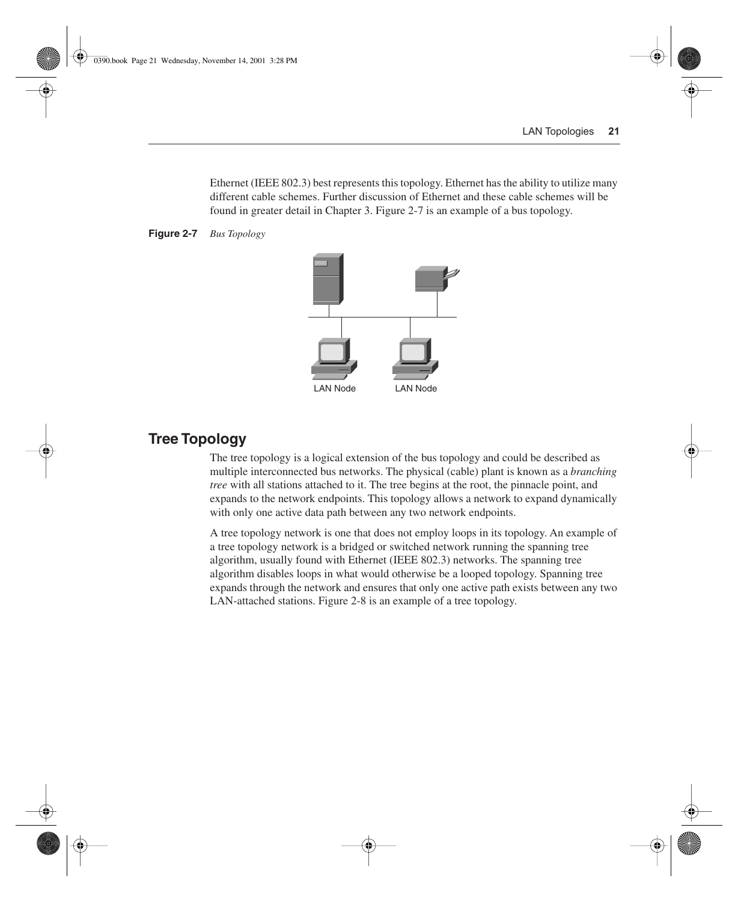Ethernet (IEEE 802.3) best represents this topology. Ethernet has the ability to utilize many different cable schemes. Further discussion of Ethernet and these cable schemes will be found in greater detail in Chapter 3. Figure 2-7 is an example of a bus topology.

**Figure 2-7** *Bus Topology*

LAN Node LAN Node

## Tree Topology

The tree topology is a logical extension of the bus topology and could be described as multiple interconnected bus networks. The physical (cable) plant is known as a *branching tree* with all stations attached to it. The tree begins at the root, the pinnacle point, and expands to the network endpoints. This topology allows a network to expand dynamically with only one active data path between any two network endpoints.

A tree topology network is one that does not employ loops in its topology. An example of a tree topology network is a bridged or switched network running the spanning tree algorithm, usually found with Ethernet (IEEE 802.3) networks. The spanning tree algorithm disables loops in what would otherwise be a looped topology. Spanning tree expands through the network and ensures that only one active path exists between any two LAN-attached stations. Figure 2-8 is an example of a tree topology.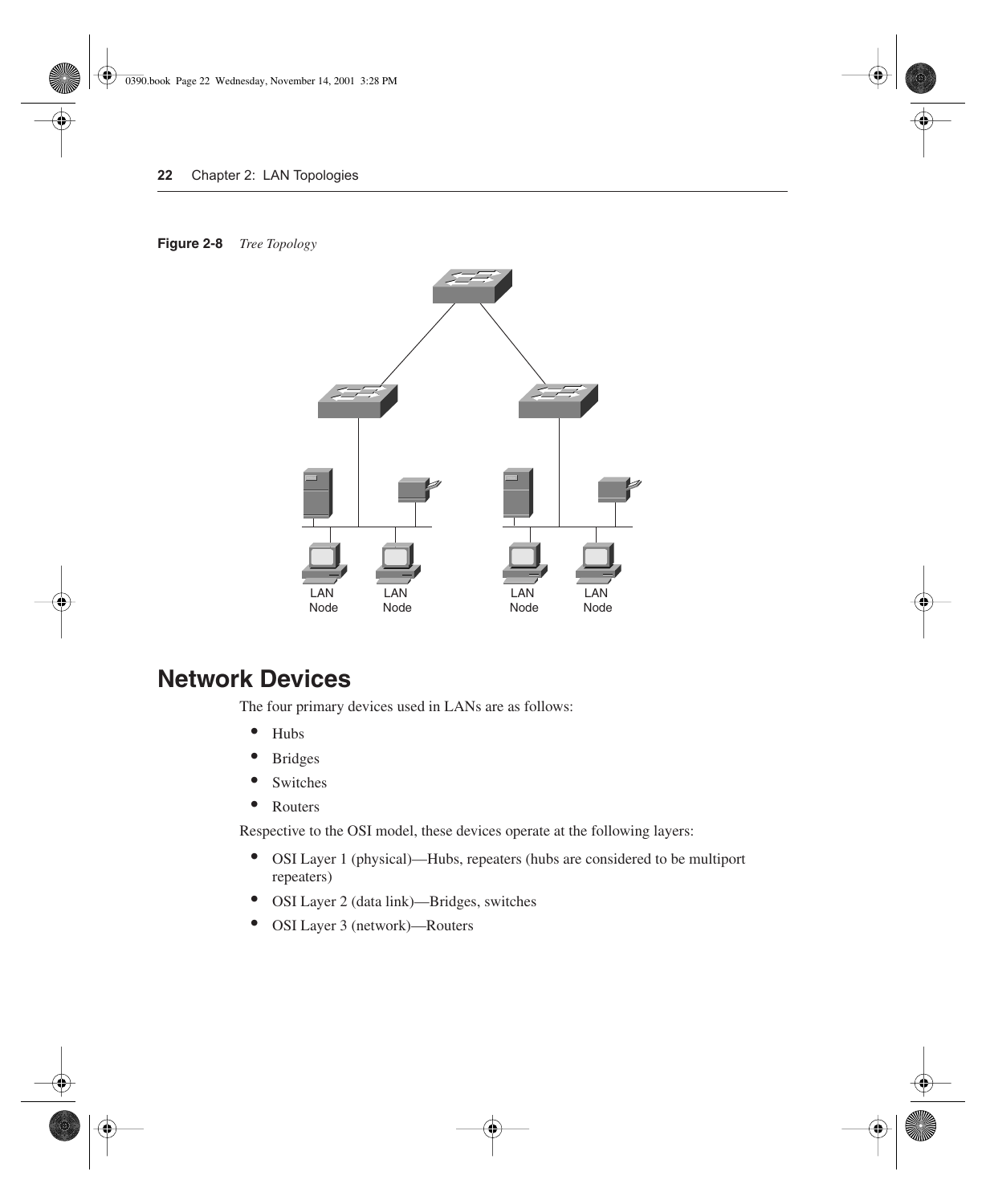**Figure 2-8** *Tree Topology*

LAN Node

LAN Node

LAN Node

LAN Node

## Network Devices

The four primary devices used in LANs are as follows:

- Hubs
- Bridges
- Switches
- Routers

Respective to the OSI model, these devices operate at the following layers:

- OSI Layer 1 (physical)—Hubs, repeaters (hubs are considered to be multiport repeaters)
- OSI Layer 2 (data link)—Bridges, switches
- OSI Layer 3 (network)—Routers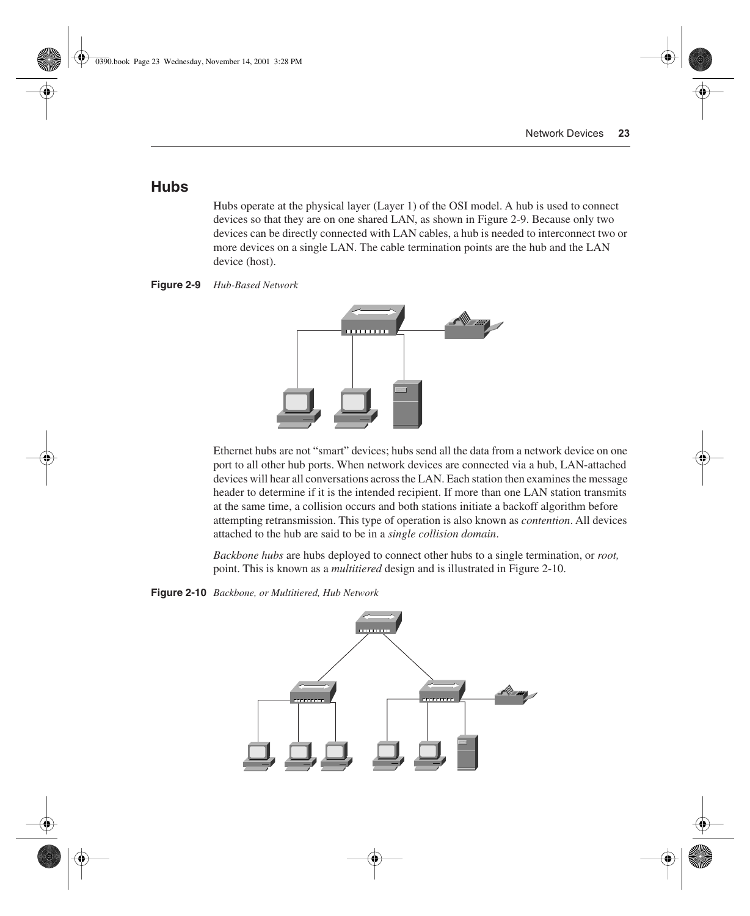## Hubs

Hubs operate at the physical layer (Layer 1) of the OSI model. A hub is used to connect devices so that they are on one shared LAN, as shown in Figure 2-9. Because only two devices can be directly connected with LAN cables, a hub is needed to interconnect two or more devices on a single LAN. The cable termination points are the hub and the LAN device (host).

**Figure 2-9** *Hub-Based Network*

Ethernet hubs are not "smart" devices; hubs send all the data from a network device on one port to all other hub ports. When network devices are connected via a hub, LAN-attached devices will hear all conversations across the LAN. Each station then examines the message header to determine if it is the intended recipient. If more than one LAN station transmits at the same time, a collision occurs and both stations initiate a backoff algorithm before attempting retransmission. This type of operation is also known as *contention*. All devices attached to the hub are said to be in a *single collision domain*.

*Backbone hubs* are hubs deployed to connect other hubs to a single termination, or *root,* point. This is known as a *multitiered* design and is illustrated in Figure 2-10.

**Figure 2-10** *Backbone, or Multitiered, Hub Network*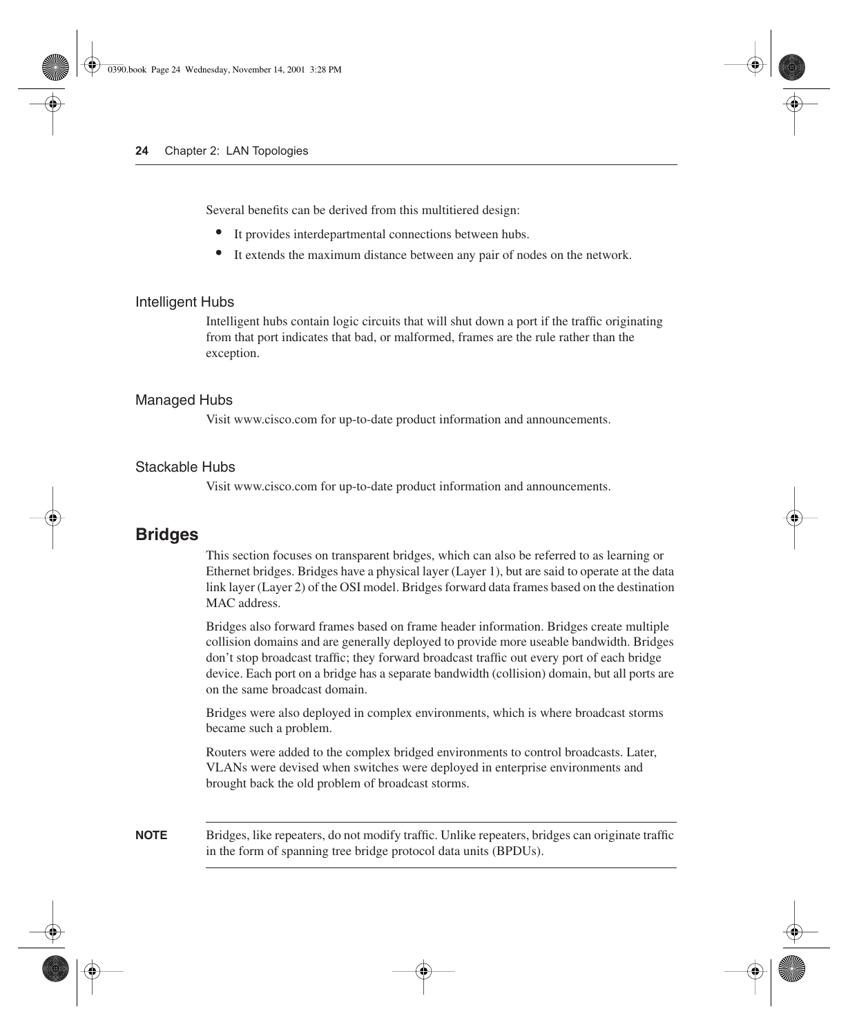Several benefits can be derived from this multitiered design:

- It provides interdepartmental connections between hubs.
- It extends the maximum distance between any pair of nodes on the network.

### Intelligent Hubs

Intelligent hubs contain logic circuits that will shut down a port if the traffic originating from that port indicates that bad, or malformed, frames are the rule rather than the exception.

### Managed Hubs

Visit www.cisco.com for up-to-date product information and announcements.

### Stackable Hubs

Visit www.cisco.com for up-to-date product information and announcements.

## Bridges

This section focuses on transparent bridges, which can also be referred to as learning or Ethernet bridges. Bridges have a physical layer (Layer 1), but are said to operate at the data link layer (Layer 2) of the OSI model. Bridges forward data frames based on the destination MAC address.

Bridges also forward frames based on frame header information. Bridges create multiple collision domains and are generally deployed to provide more useable bandwidth. Bridges don't stop broadcast traffic; they forward broadcast traffic out every port of each bridge device. Each port on a bridge has a separate bandwidth (collision) domain, but all ports are on the same broadcast domain.

Bridges were also deployed in complex environments, which is where broadcast storms became such a problem.

Routers were added to the complex bridged environments to control broadcasts. Later, VLANs were devised when switches were deployed in enterprise environments and brought back the old problem of broadcast storms.

**NOTE** Bridges, like repeaters, do not modify traffic. Unlike repeaters, bridges can originate traffic in the form of spanning tree bridge protocol data units (BPDUs).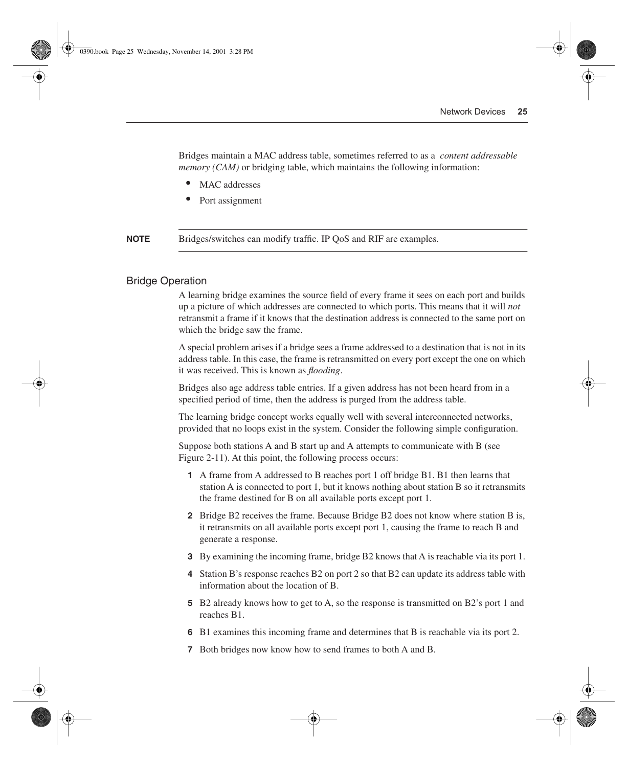Bridges maintain a MAC address table, sometimes referred to as a *content addressable memory (CAM)* or bridging table, which maintains the following information:

- MAC addresses
- Port assignment

**NOTE** Bridges/switches can modify traffic. IP QoS and RIF are examples.

## Bridge Operation

A learning bridge examines the source field of every frame it sees on each port and builds up a picture of which addresses are connected to which ports. This means that it will *not* retransmit a frame if it knows that the destination address is connected to the same port on which the bridge saw the frame.

A special problem arises if a bridge sees a frame addressed to a destination that is not in its address table. In this case, the frame is retransmitted on every port except the one on which it was received. This is known as *flooding*.

Bridges also age address table entries. If a given address has not been heard from in a specified period of time, then the address is purged from the address table.

The learning bridge concept works equally well with several interconnected networks, provided that no loops exist in the system. Consider the following simple configuration.

Suppose both stations A and B start up and A attempts to communicate with B (see Figure 2-11). At this point, the following process occurs:

1. A frame from A addressed to B reaches port 1 off bridge B1. B1 then learns that station A is connected to port 1, but it knows nothing about station B so it retransmits the frame destined for B on all available ports except port 1.
2. Bridge B2 receives the frame. Because Bridge B2 does not know where station B is, it retransmits on all available ports except port 1, causing the frame to reach B and generate a response.
3. By examining the incoming frame, bridge B2 knows that A is reachable via its port 1.
4. Station B's response reaches B2 on port 2 so that B2 can update its address table with information about the location of B.
5. B2 already knows how to get to A, so the response is transmitted on B2's port 1 and reaches B1.
6. B1 examines this incoming frame and determines that B is reachable via its port 2.
7. Both bridges now know how to send frames to both A and B.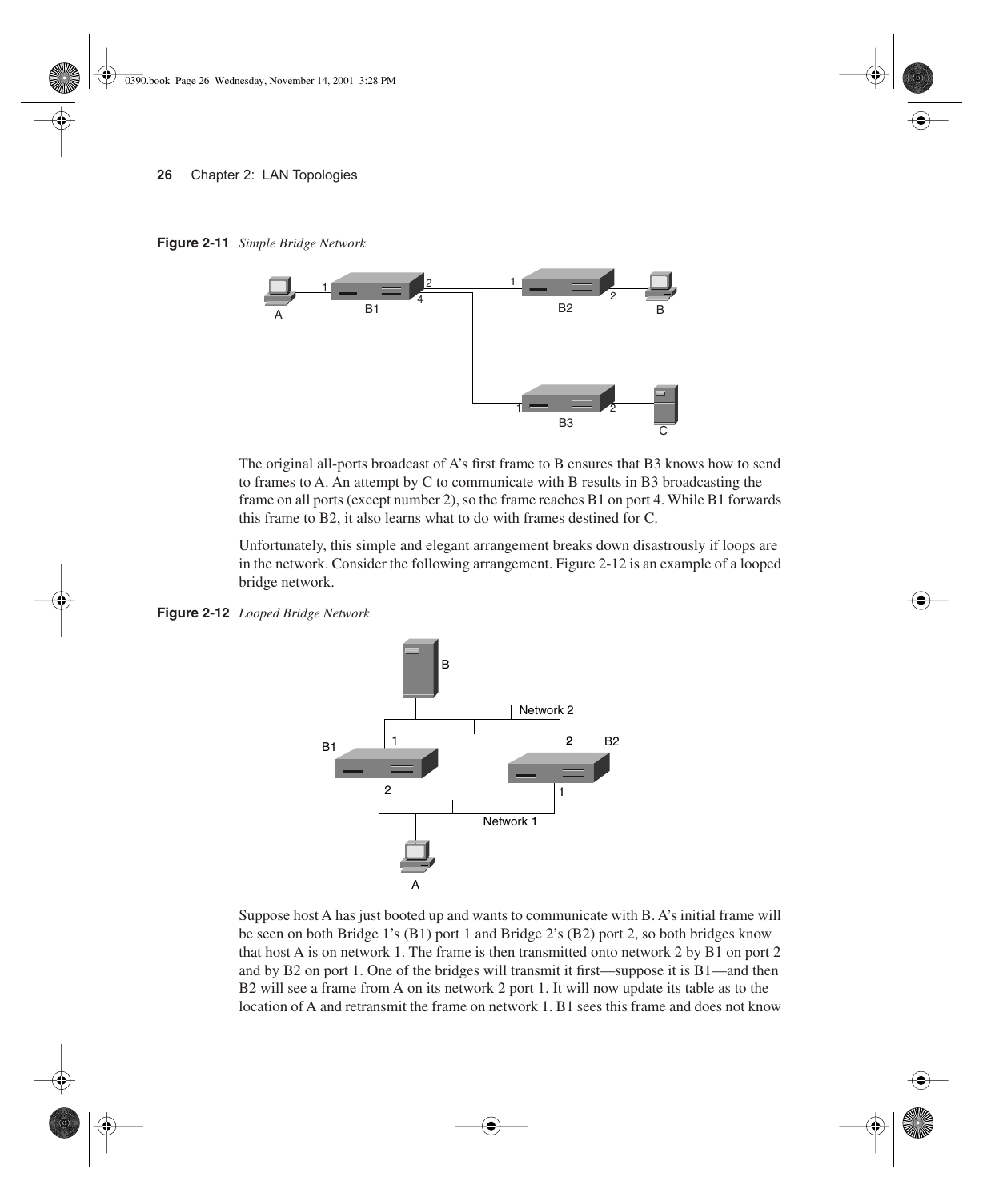**Figure 2-11** *Simple Bridge Network*

The original all-ports broadcast of A's first frame to B ensures that B3 knows how to send to frames to A. An attempt by C to communicate with B results in B3 broadcasting the frame on all ports (except number 2), so the frame reaches B1 on port 4. While B1 forwards this frame to B2, it also learns what to do with frames destined for C.

Unfortunately, this simple and elegant arrangement breaks down disastrously if loops are in the network. Consider the following arrangement. Figure 2-12 is an example of a looped bridge network.

**Figure 2-12** *Looped Bridge Network*

Suppose host A has just booted up and wants to communicate with B. A's initial frame will be seen on both Bridge 1's (B1) port 1 and Bridge 2's (B2) port 2, so both bridges know that host A is on network 1. The frame is then transmitted onto network 2 by B1 on port 2 and by B2 on port 1. One of the bridges will transmit it first—suppose it is B1—and then B2 will see a frame from A on its network 2 port 1. It will now update its table as to the location of A and retransmit the frame on network 1. B1 sees this frame and does not know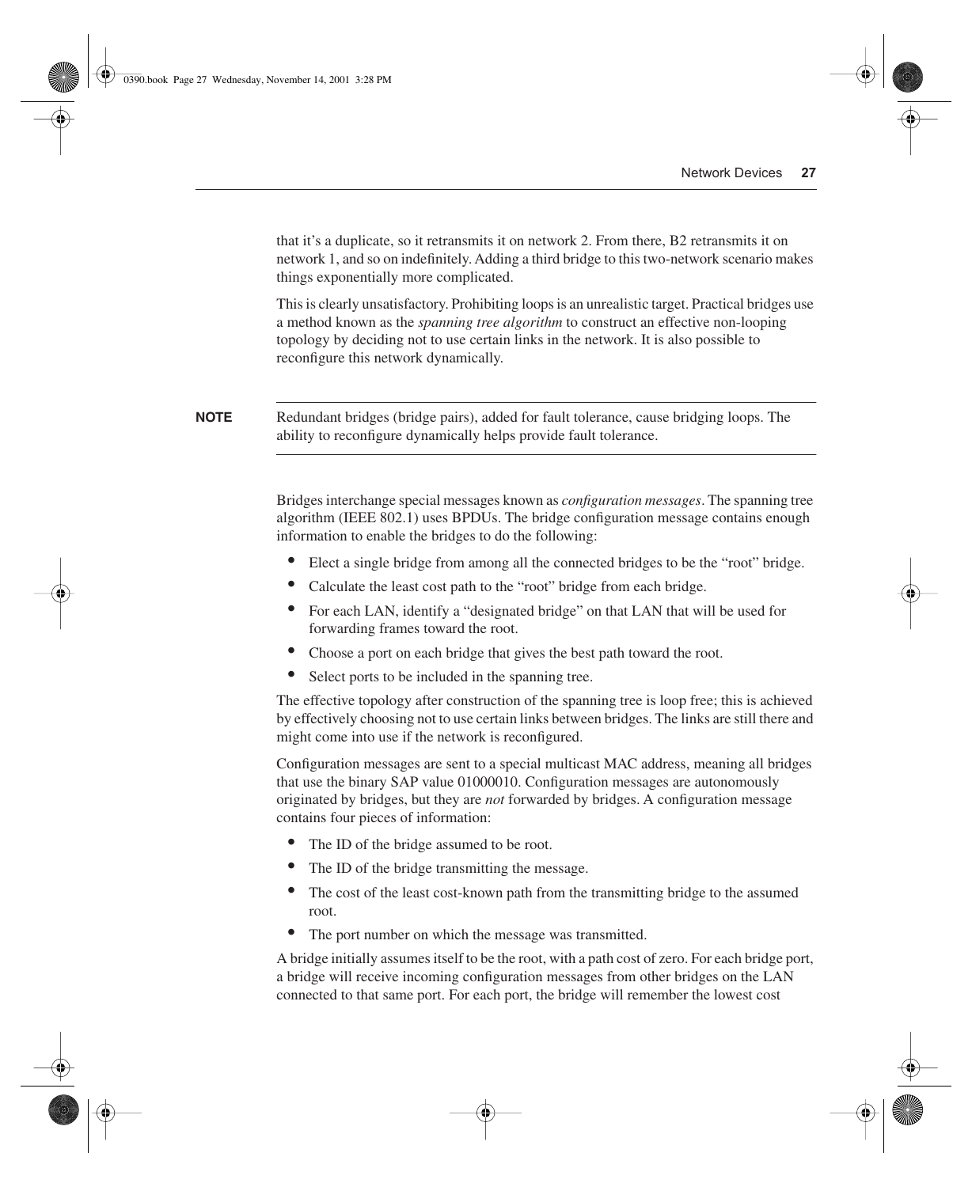that it's a duplicate, so it retransmits it on network 2. From there, B2 retransmits it on network 1, and so on indefinitely. Adding a third bridge to this two-network scenario makes things exponentially more complicated.

This is clearly unsatisfactory. Prohibiting loops is an unrealistic target. Practical bridges use a method known as the *spanning tree algorithm* to construct an effective non-looping topology by deciding not to use certain links in the network. It is also possible to reconfigure this network dynamically.

---

**NOTE** Redundant bridges (bridge pairs), added for fault tolerance, cause bridging loops. The ability to reconfigure dynamically helps provide fault tolerance.

---

Bridges interchange special messages known as *configuration messages*. The spanning tree algorithm (IEEE 802.1) uses BPDUs. The bridge configuration message contains enough information to enable the bridges to do the following:

- Elect a single bridge from among all the connected bridges to be the "root" bridge.
- Calculate the least cost path to the "root" bridge from each bridge.
- For each LAN, identify a "designated bridge" on that LAN that will be used for forwarding frames toward the root.
- Choose a port on each bridge that gives the best path toward the root.
- Select ports to be included in the spanning tree.

The effective topology after construction of the spanning tree is loop free; this is achieved by effectively choosing not to use certain links between bridges. The links are still there and might come into use if the network is reconfigured.

Configuration messages are sent to a special multicast MAC address, meaning all bridges that use the binary SAP value 01000010. Configuration messages are autonomously originated by bridges, but they are *not* forwarded by bridges. A configuration message contains four pieces of information:

- The ID of the bridge assumed to be root.
- The ID of the bridge transmitting the message.
- The cost of the least cost-known path from the transmitting bridge to the assumed root.
- The port number on which the message was transmitted.

A bridge initially assumes itself to be the root, with a path cost of zero. For each bridge port, a bridge will receive incoming configuration messages from other bridges on the LAN connected to that same port. For each port, the bridge will remember the lowest cost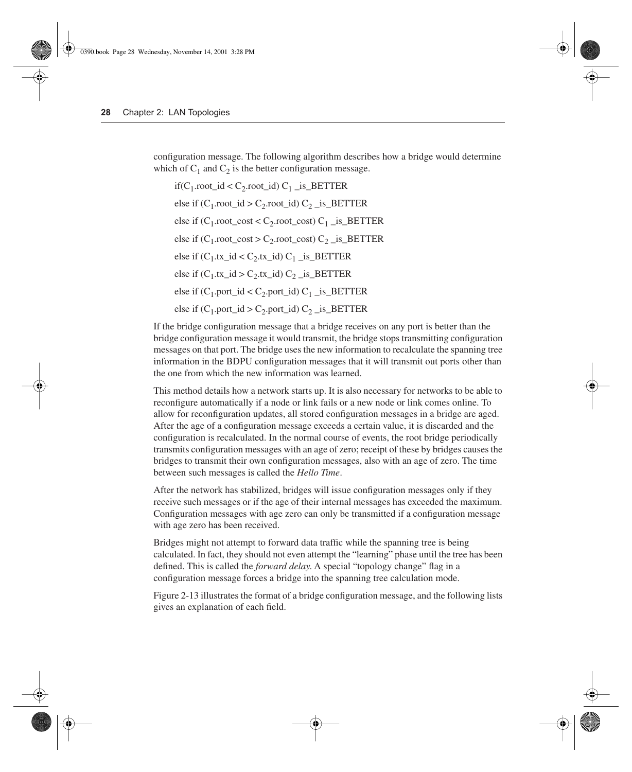configuration message. The following algorithm describes how a bridge would determine which of $C_1$ and $C_2$ is the better configuration message.

if($C_1$.root_id < $C_2$.root_id) $C_1$ _is_BETTER

else if ($C_1$.root_id > $C_2$.root_id) $C_2$ _is_BETTER

else if ($C_1$.root_cost < $C_2$.root_cost) $C_1$ _is_BETTER

else if ($C_1$.root_cost > $C_2$.root_cost) $C_2$ _is_BETTER

else if ($C_1$.tx_id < $C_2$.tx_id) $C_1$ _is_BETTER

else if ($C_1$.tx_id > $C_2$.tx_id) $C_2$ _is_BETTER

else if ($C_1$.port_id < $C_2$.port_id) $C_1$ _is_BETTER

else if ($C_1$.port_id > $C_2$.port_id) $C_2$ _is_BETTER

If the bridge configuration message that a bridge receives on any port is better than the bridge configuration message it would transmit, the bridge stops transmitting configuration messages on that port. The bridge uses the new information to recalculate the spanning tree information in the BDPU configuration messages that it will transmit out ports other than the one from which the new information was learned.

This method details how a network starts up. It is also necessary for networks to be able to reconfigure automatically if a node or link fails or a new node or link comes online. To allow for reconfiguration updates, all stored configuration messages in a bridge are aged. After the age of a configuration message exceeds a certain value, it is discarded and the configuration is recalculated. In the normal course of events, the root bridge periodically transmits configuration messages with an age of zero; receipt of these by bridges causes the bridges to transmit their own configuration messages, also with an age of zero. The time between such messages is called the *Hello Time*.

After the network has stabilized, bridges will issue configuration messages only if they receive such messages or if the age of their internal messages has exceeded the maximum. Configuration messages with age zero can only be transmitted if a configuration message with age zero has been received.

Bridges might not attempt to forward data traffic while the spanning tree is being calculated. In fact, they should not even attempt the "learning" phase until the tree has been defined. This is called the *forward delay*. A special "topology change" flag in a configuration message forces a bridge into the spanning tree calculation mode.

Figure 2-13 illustrates the format of a bridge configuration message, and the following lists gives an explanation of each field.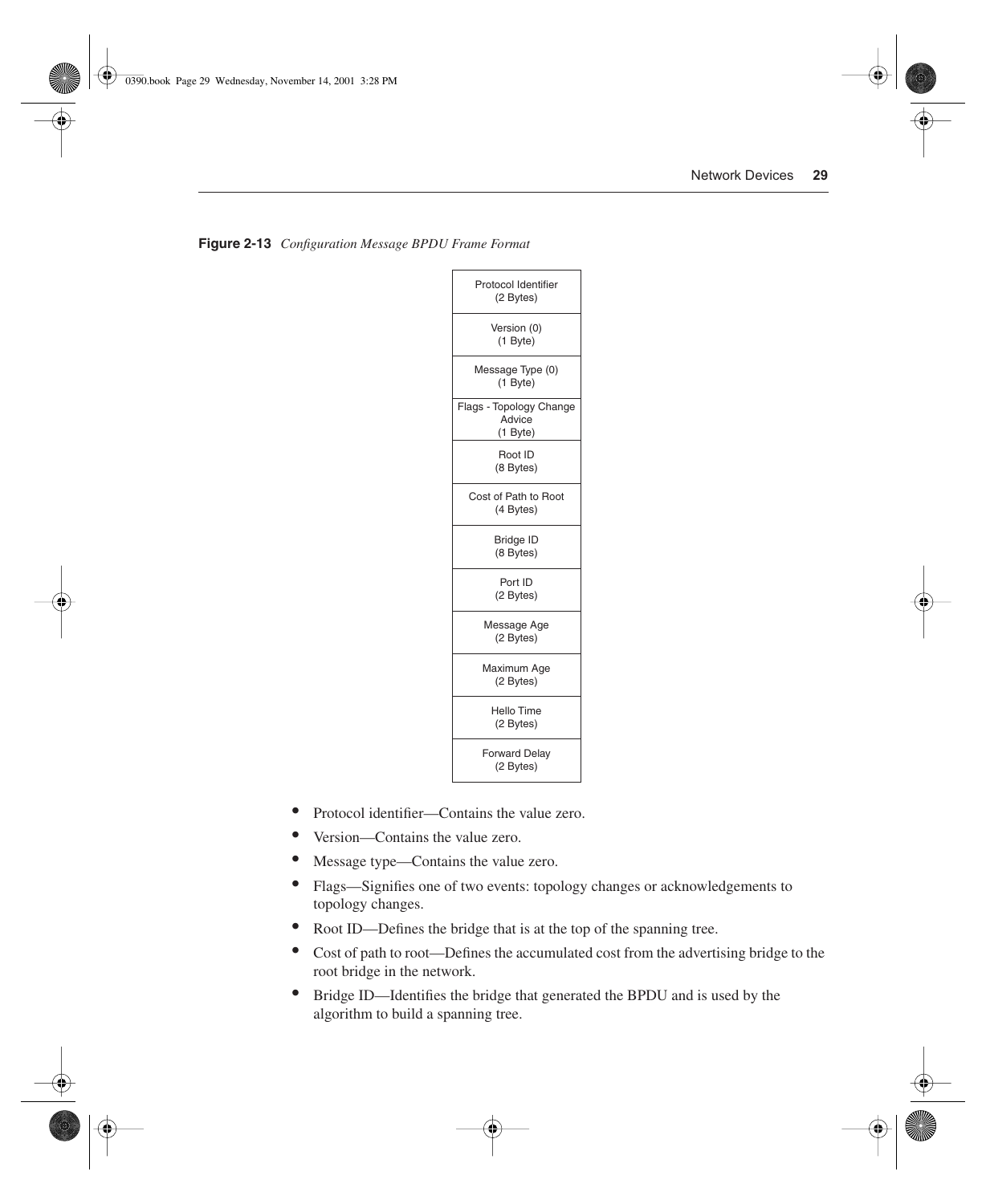**Figure 2-13** *Configuration Message BPDU Frame Format*

| Field |
|---|
| Protocol Identifier (2 Bytes) |
| Version (0) (1 Byte) |
| Message Type (0) (1 Byte) |
| Flags - Topology Change Advice (1 Byte) |
| Root ID (8 Bytes) |
| Cost of Path to Root (4 Bytes) |
| Bridge ID (8 Bytes) |
| Port ID (2 Bytes) |
| Message Age (2 Bytes) |
| Maximum Age (2 Bytes) |
| Hello Time (2 Bytes) |
| Forward Delay (2 Bytes) |

- Protocol identifier—Contains the value zero.
- Version—Contains the value zero.
- Message type—Contains the value zero.
- Flags—Signifies one of two events: topology changes or acknowledgements to topology changes.
- Root ID—Defines the bridge that is at the top of the spanning tree.
- Cost of path to root—Defines the accumulated cost from the advertising bridge to the root bridge in the network.
- Bridge ID—Identifies the bridge that generated the BPDU and is used by the algorithm to build a spanning tree.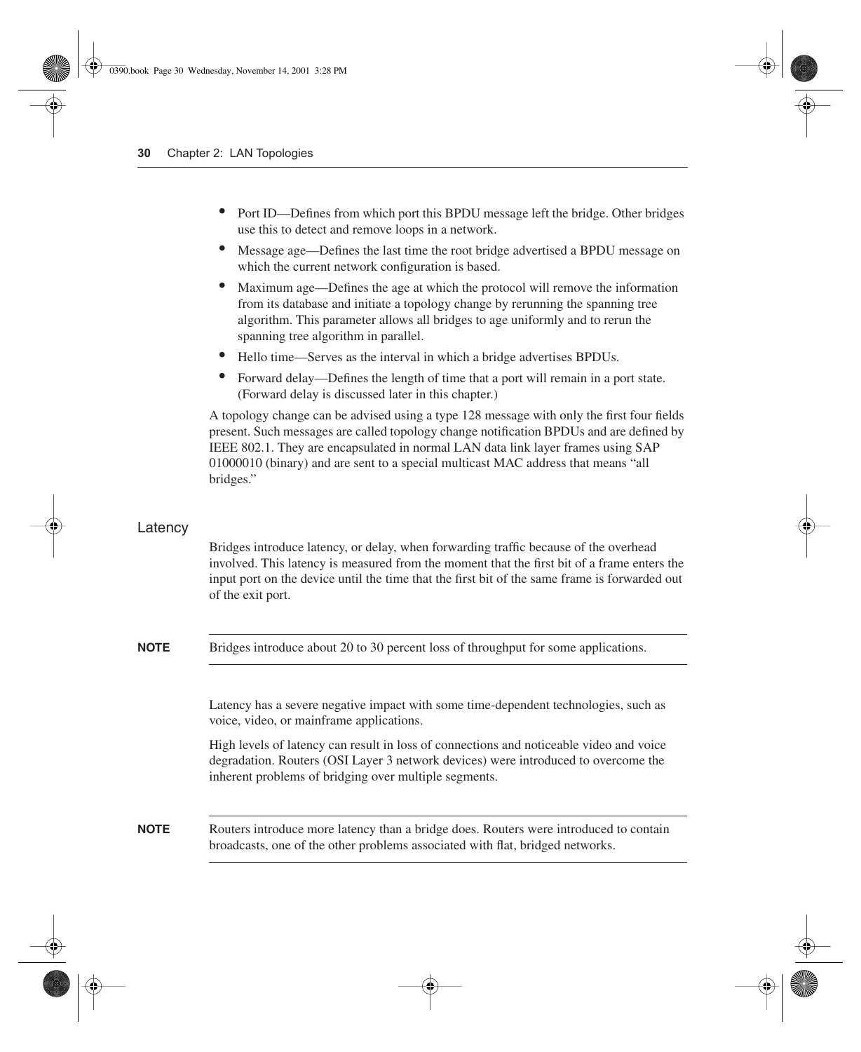- Port ID—Defines from which port this BPDU message left the bridge. Other bridges use this to detect and remove loops in a network.
- Message age—Defines the last time the root bridge advertised a BPDU message on which the current network configuration is based.
- Maximum age—Defines the age at which the protocol will remove the information from its database and initiate a topology change by rerunning the spanning tree algorithm. This parameter allows all bridges to age uniformly and to rerun the spanning tree algorithm in parallel.
- Hello time—Serves as the interval in which a bridge advertises BPDUs.
- Forward delay—Defines the length of time that a port will remain in a port state. (Forward delay is discussed later in this chapter.)

A topology change can be advised using a type 128 message with only the first four fields present. Such messages are called topology change notification BPDUs and are defined by IEEE 802.1. They are encapsulated in normal LAN data link layer frames using SAP 01000010 (binary) and are sent to a special multicast MAC address that means "all bridges."

## Latency

Bridges introduce latency, or delay, when forwarding traffic because of the overhead involved. This latency is measured from the moment that the first bit of a frame enters the input port on the device until the time that the first bit of the same frame is forwarded out of the exit port.

**NOTE** Bridges introduce about 20 to 30 percent loss of throughput for some applications.

Latency has a severe negative impact with some time-dependent technologies, such as voice, video, or mainframe applications.

High levels of latency can result in loss of connections and noticeable video and voice degradation. Routers (OSI Layer 3 network devices) were introduced to overcome the inherent problems of bridging over multiple segments.

**NOTE** Routers introduce more latency than a bridge does. Routers were introduced to contain broadcasts, one of the other problems associated with flat, bridged networks.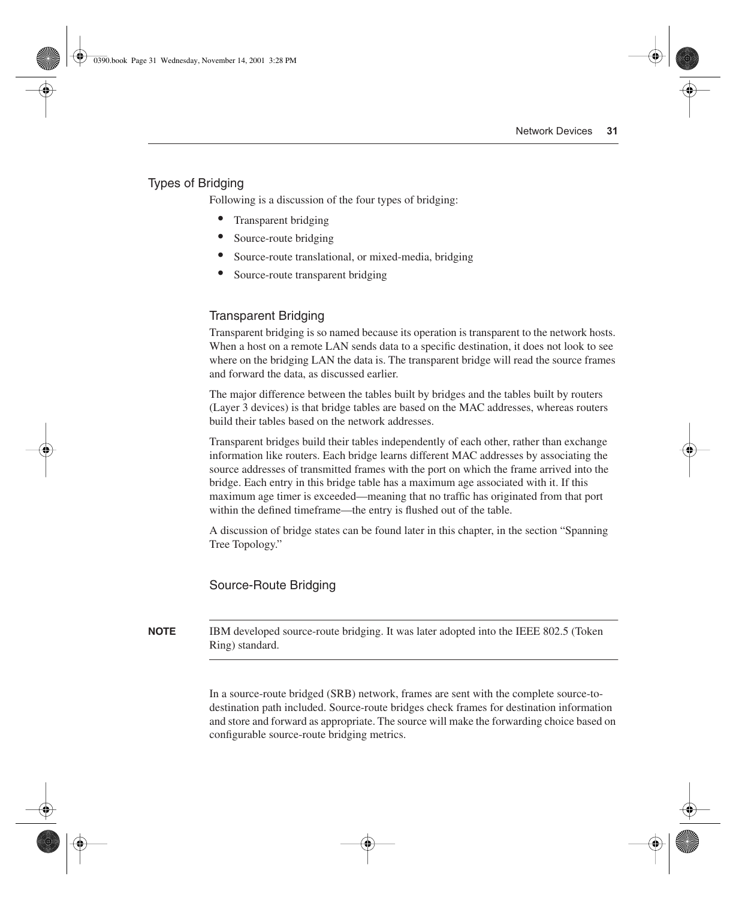## Types of Bridging

Following is a discussion of the four types of bridging:

- Transparent bridging
- Source-route bridging
- Source-route translational, or mixed-media, bridging
- Source-route transparent bridging

### Transparent Bridging

Transparent bridging is so named because its operation is transparent to the network hosts. When a host on a remote LAN sends data to a specific destination, it does not look to see where on the bridging LAN the data is. The transparent bridge will read the source frames and forward the data, as discussed earlier.

The major difference between the tables built by bridges and the tables built by routers (Layer 3 devices) is that bridge tables are based on the MAC addresses, whereas routers build their tables based on the network addresses.

Transparent bridges build their tables independently of each other, rather than exchange information like routers. Each bridge learns different MAC addresses by associating the source addresses of transmitted frames with the port on which the frame arrived into the bridge. Each entry in this bridge table has a maximum age associated with it. If this maximum age timer is exceeded—meaning that no traffic has originated from that port within the defined timeframe—the entry is flushed out of the table.

A discussion of bridge states can be found later in this chapter, in the section "Spanning Tree Topology."

### Source-Route Bridging

**NOTE** IBM developed source-route bridging. It was later adopted into the IEEE 802.5 (Token Ring) standard.

In a source-route bridged (SRB) network, frames are sent with the complete source-to-destination path included. Source-route bridges check frames for destination information and store and forward as appropriate. The source will make the forwarding choice based on configurable source-route bridging metrics.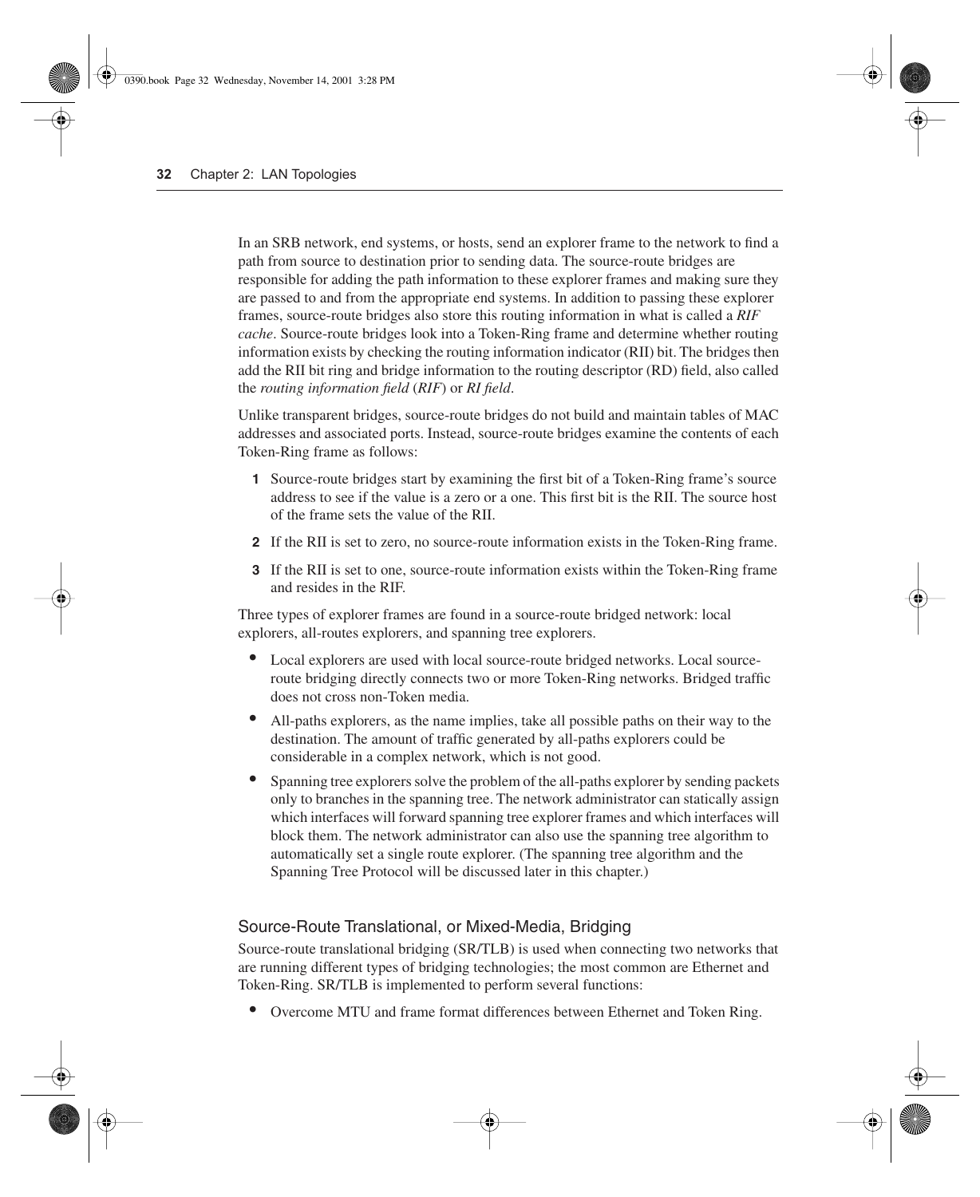In an SRB network, end systems, or hosts, send an explorer frame to the network to find a path from source to destination prior to sending data. The source-route bridges are responsible for adding the path information to these explorer frames and making sure they are passed to and from the appropriate end systems. In addition to passing these explorer frames, source-route bridges also store this routing information in what is called a *RIF cache*. Source-route bridges look into a Token-Ring frame and determine whether routing information exists by checking the routing information indicator (RII) bit. The bridges then add the RII bit ring and bridge information to the routing descriptor (RD) field, also called the *routing information field* (*RIF*) or *RI field*.

Unlike transparent bridges, source-route bridges do not build and maintain tables of MAC addresses and associated ports. Instead, source-route bridges examine the contents of each Token-Ring frame as follows:

1. Source-route bridges start by examining the first bit of a Token-Ring frame's source address to see if the value is a zero or a one. This first bit is the RII. The source host of the frame sets the value of the RII.
2. If the RII is set to zero, no source-route information exists in the Token-Ring frame.
3. If the RII is set to one, source-route information exists within the Token-Ring frame and resides in the RIF.

Three types of explorer frames are found in a source-route bridged network: local explorers, all-routes explorers, and spanning tree explorers.

- Local explorers are used with local source-route bridged networks. Local source-route bridging directly connects two or more Token-Ring networks. Bridged traffic does not cross non-Token media.
- All-paths explorers, as the name implies, take all possible paths on their way to the destination. The amount of traffic generated by all-paths explorers could be considerable in a complex network, which is not good.
- Spanning tree explorers solve the problem of the all-paths explorer by sending packets only to branches in the spanning tree. The network administrator can statically assign which interfaces will forward spanning tree explorer frames and which interfaces will block them. The network administrator can also use the spanning tree algorithm to automatically set a single route explorer. (The spanning tree algorithm and the Spanning Tree Protocol will be discussed later in this chapter.)

### Source-Route Translational, or Mixed-Media, Bridging

Source-route translational bridging (SR/TLB) is used when connecting two networks that are running different types of bridging technologies; the most common are Ethernet and Token-Ring. SR/TLB is implemented to perform several functions:

- Overcome MTU and frame format differences between Ethernet and Token Ring.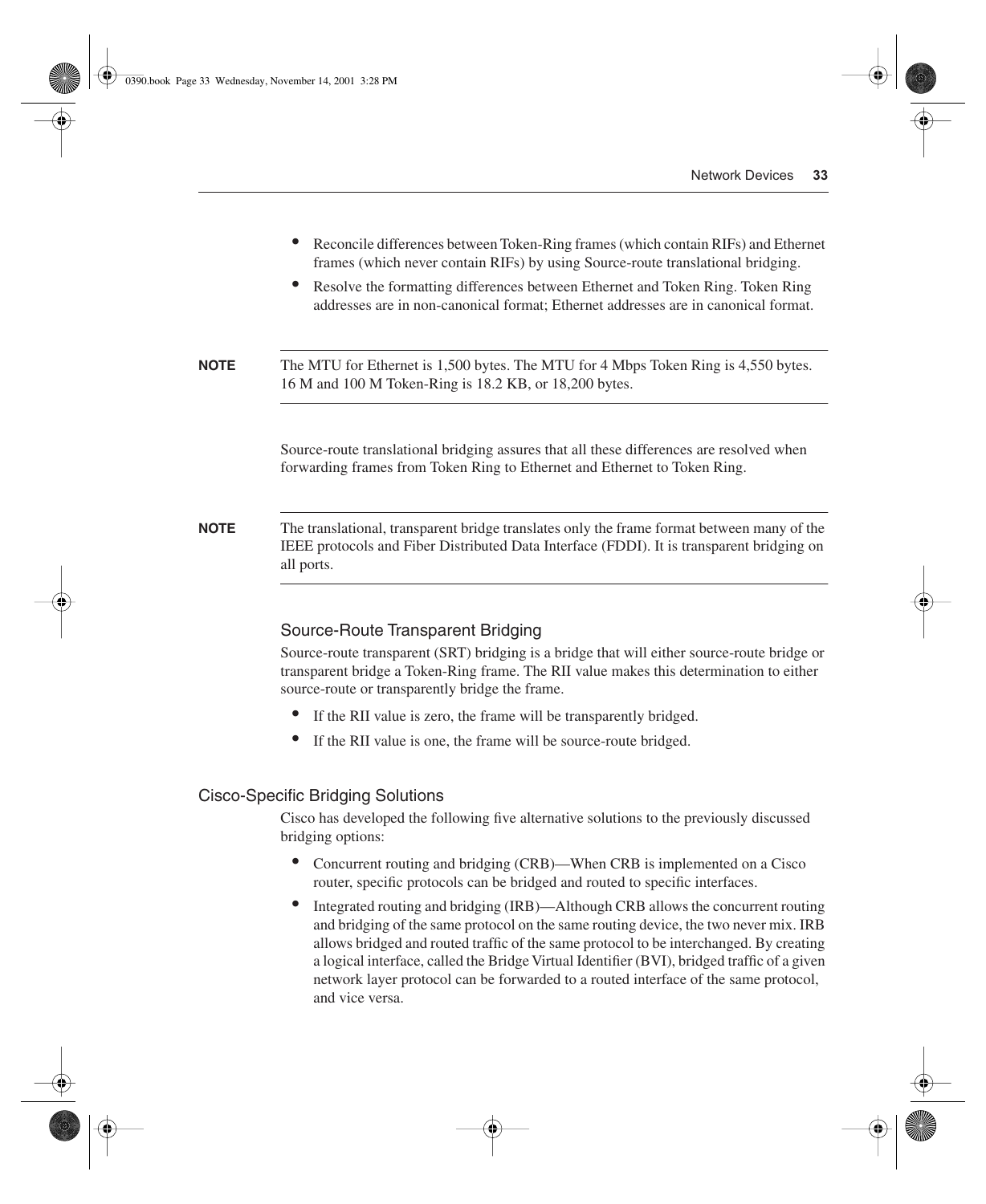- Reconcile differences between Token-Ring frames (which contain RIFs) and Ethernet frames (which never contain RIFs) by using Source-route translational bridging.
- Resolve the formatting differences between Ethernet and Token Ring. Token Ring addresses are in non-canonical format; Ethernet addresses are in canonical format.

**NOTE** The MTU for Ethernet is 1,500 bytes. The MTU for 4 Mbps Token Ring is 4,550 bytes. 16 M and 100 M Token-Ring is 18.2 KB, or 18,200 bytes.

Source-route translational bridging assures that all these differences are resolved when forwarding frames from Token Ring to Ethernet and Ethernet to Token Ring.

**NOTE** The translational, transparent bridge translates only the frame format between many of the IEEE protocols and Fiber Distributed Data Interface (FDDI). It is transparent bridging on all ports.

### Source-Route Transparent Bridging

Source-route transparent (SRT) bridging is a bridge that will either source-route bridge or transparent bridge a Token-Ring frame. The RII value makes this determination to either source-route or transparently bridge the frame.

- If the RII value is zero, the frame will be transparently bridged.
- If the RII value is one, the frame will be source-route bridged.

## Cisco-Specific Bridging Solutions

Cisco has developed the following five alternative solutions to the previously discussed bridging options:

- Concurrent routing and bridging (CRB)—When CRB is implemented on a Cisco router, specific protocols can be bridged and routed to specific interfaces.
- Integrated routing and bridging (IRB)—Although CRB allows the concurrent routing and bridging of the same protocol on the same routing device, the two never mix. IRB allows bridged and routed traffic of the same protocol to be interchanged. By creating a logical interface, called the Bridge Virtual Identifier (BVI), bridged traffic of a given network layer protocol can be forwarded to a routed interface of the same protocol, and vice versa.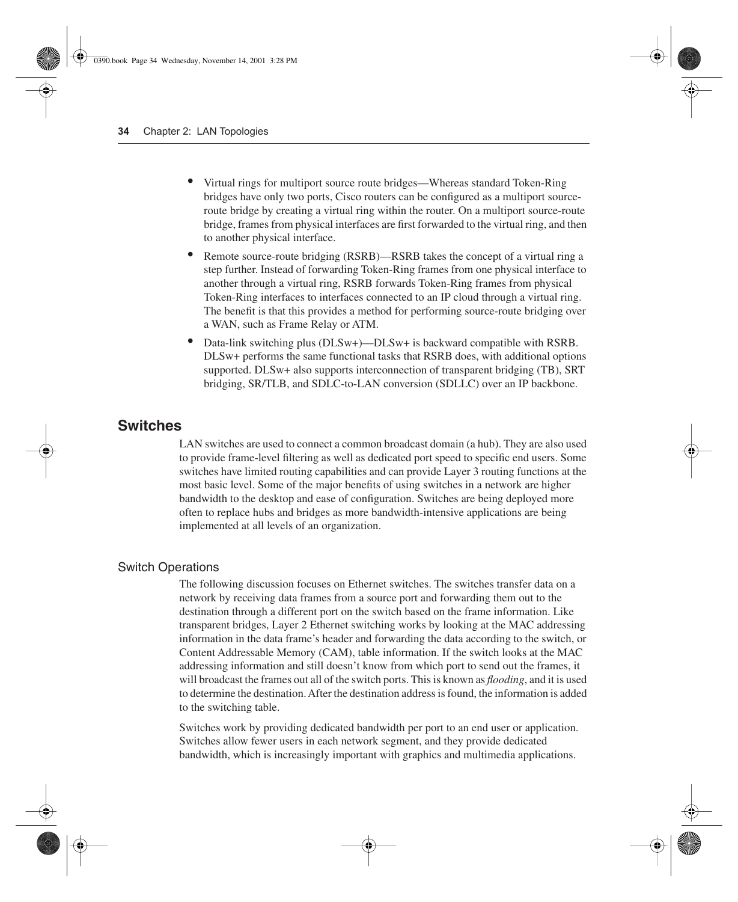- Virtual rings for multiport source route bridges—Whereas standard Token-Ring bridges have only two ports, Cisco routers can be configured as a multiport source-route bridge by creating a virtual ring within the router. On a multiport source-route bridge, frames from physical interfaces are first forwarded to the virtual ring, and then to another physical interface.
- Remote source-route bridging (RSRB)—RSRB takes the concept of a virtual ring a step further. Instead of forwarding Token-Ring frames from one physical interface to another through a virtual ring, RSRB forwards Token-Ring frames from physical Token-Ring interfaces to interfaces connected to an IP cloud through a virtual ring. The benefit is that this provides a method for performing source-route bridging over a WAN, such as Frame Relay or ATM.
- Data-link switching plus (DLSw+)—DLSw+ is backward compatible with RSRB. DLSw+ performs the same functional tasks that RSRB does, with additional options supported. DLSw+ also supports interconnection of transparent bridging (TB), SRT bridging, SR/TLB, and SDLC-to-LAN conversion (SDLLC) over an IP backbone.

## Switches

LAN switches are used to connect a common broadcast domain (a hub). They are also used to provide frame-level filtering as well as dedicated port speed to specific end users. Some switches have limited routing capabilities and can provide Layer 3 routing functions at the most basic level. Some of the major benefits of using switches in a network are higher bandwidth to the desktop and ease of configuration. Switches are being deployed more often to replace hubs and bridges as more bandwidth-intensive applications are being implemented at all levels of an organization.

### Switch Operations

The following discussion focuses on Ethernet switches. The switches transfer data on a network by receiving data frames from a source port and forwarding them out to the destination through a different port on the switch based on the frame information. Like transparent bridges, Layer 2 Ethernet switching works by looking at the MAC addressing information in the data frame's header and forwarding the data according to the switch, or Content Addressable Memory (CAM), table information. If the switch looks at the MAC addressing information and still doesn't know from which port to send out the frames, it will broadcast the frames out all of the switch ports. This is known as *flooding*, and it is used to determine the destination. After the destination address is found, the information is added to the switching table.

Switches work by providing dedicated bandwidth per port to an end user or application. Switches allow fewer users in each network segment, and they provide dedicated bandwidth, which is increasingly important with graphics and multimedia applications.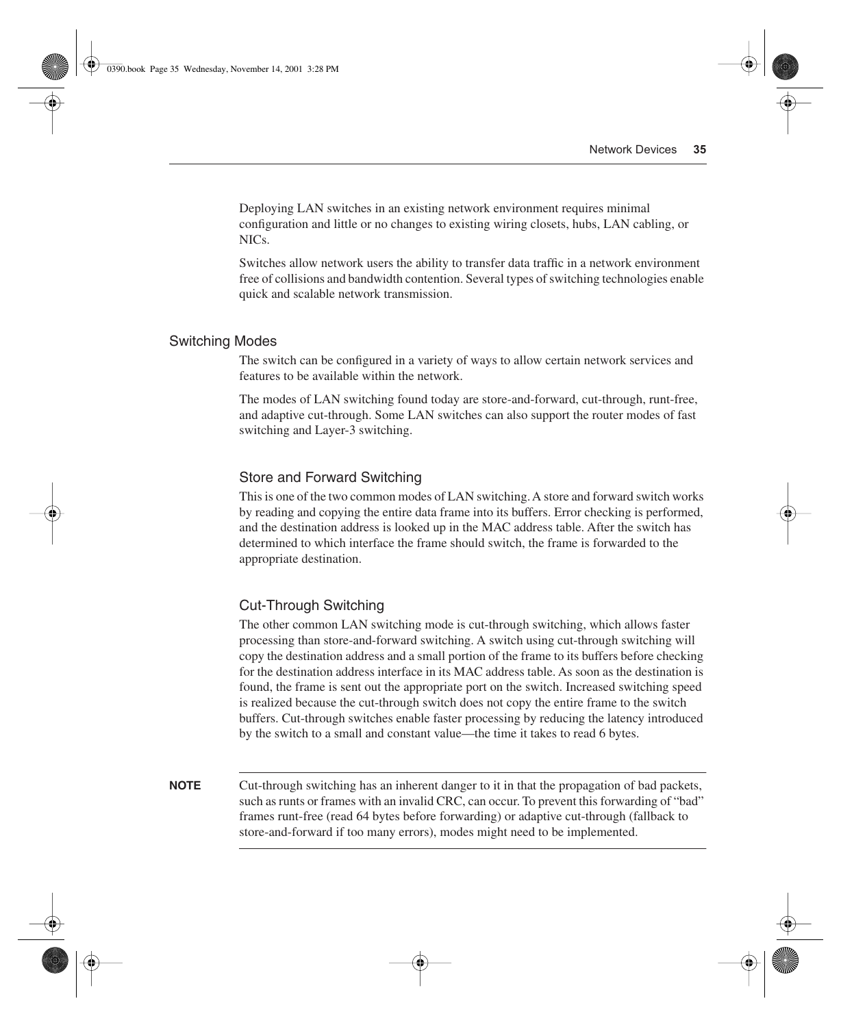Deploying LAN switches in an existing network environment requires minimal configuration and little or no changes to existing wiring closets, hubs, LAN cabling, or NICs.

Switches allow network users the ability to transfer data traffic in a network environment free of collisions and bandwidth contention. Several types of switching technologies enable quick and scalable network transmission.

## Switching Modes

The switch can be configured in a variety of ways to allow certain network services and features to be available within the network.

The modes of LAN switching found today are store-and-forward, cut-through, runt-free, and adaptive cut-through. Some LAN switches can also support the router modes of fast switching and Layer-3 switching.

### Store and Forward Switching

This is one of the two common modes of LAN switching. A store and forward switch works by reading and copying the entire data frame into its buffers. Error checking is performed, and the destination address is looked up in the MAC address table. After the switch has determined to which interface the frame should switch, the frame is forwarded to the appropriate destination.

### Cut-Through Switching

The other common LAN switching mode is cut-through switching, which allows faster processing than store-and-forward switching. A switch using cut-through switching will copy the destination address and a small portion of the frame to its buffers before checking for the destination address interface in its MAC address table. As soon as the destination is found, the frame is sent out the appropriate port on the switch. Increased switching speed is realized because the cut-through switch does not copy the entire frame to the switch buffers. Cut-through switches enable faster processing by reducing the latency introduced by the switch to a small and constant value—the time it takes to read 6 bytes.

**NOTE** Cut-through switching has an inherent danger to it in that the propagation of bad packets, such as runts or frames with an invalid CRC, can occur. To prevent this forwarding of "bad" frames runt-free (read 64 bytes before forwarding) or adaptive cut-through (fallback to store-and-forward if too many errors), modes might need to be implemented.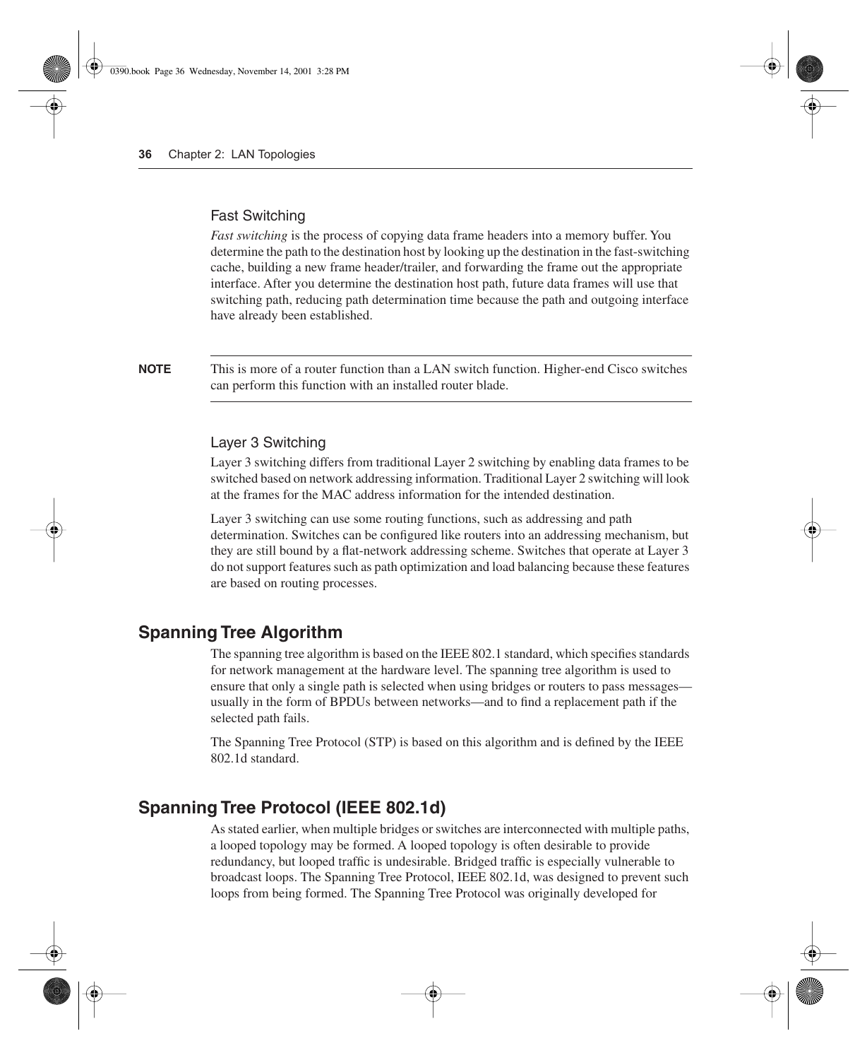### Fast Switching

*Fast switching* is the process of copying data frame headers into a memory buffer. You determine the path to the destination host by looking up the destination in the fast-switching cache, building a new frame header/trailer, and forwarding the frame out the appropriate interface. After you determine the destination host path, future data frames will use that switching path, reducing path determination time because the path and outgoing interface have already been established.

**NOTE** This is more of a router function than a LAN switch function. Higher-end Cisco switches can perform this function with an installed router blade.

### Layer 3 Switching

Layer 3 switching differs from traditional Layer 2 switching by enabling data frames to be switched based on network addressing information. Traditional Layer 2 switching will look at the frames for the MAC address information for the intended destination.

Layer 3 switching can use some routing functions, such as addressing and path determination. Switches can be configured like routers into an addressing mechanism, but they are still bound by a flat-network addressing scheme. Switches that operate at Layer 3 do not support features such as path optimization and load balancing because these features are based on routing processes.

## Spanning Tree Algorithm

The spanning tree algorithm is based on the IEEE 802.1 standard, which specifies standards for network management at the hardware level. The spanning tree algorithm is used to ensure that only a single path is selected when using bridges or routers to pass messages—usually in the form of BPDUs between networks—and to find a replacement path if the selected path fails.

The Spanning Tree Protocol (STP) is based on this algorithm and is defined by the IEEE 802.1d standard.

## Spanning Tree Protocol (IEEE 802.1d)

As stated earlier, when multiple bridges or switches are interconnected with multiple paths, a looped topology may be formed. A looped topology is often desirable to provide redundancy, but looped traffic is undesirable. Bridged traffic is especially vulnerable to broadcast loops. The Spanning Tree Protocol, IEEE 802.1d, was designed to prevent such loops from being formed. The Spanning Tree Protocol was originally developed for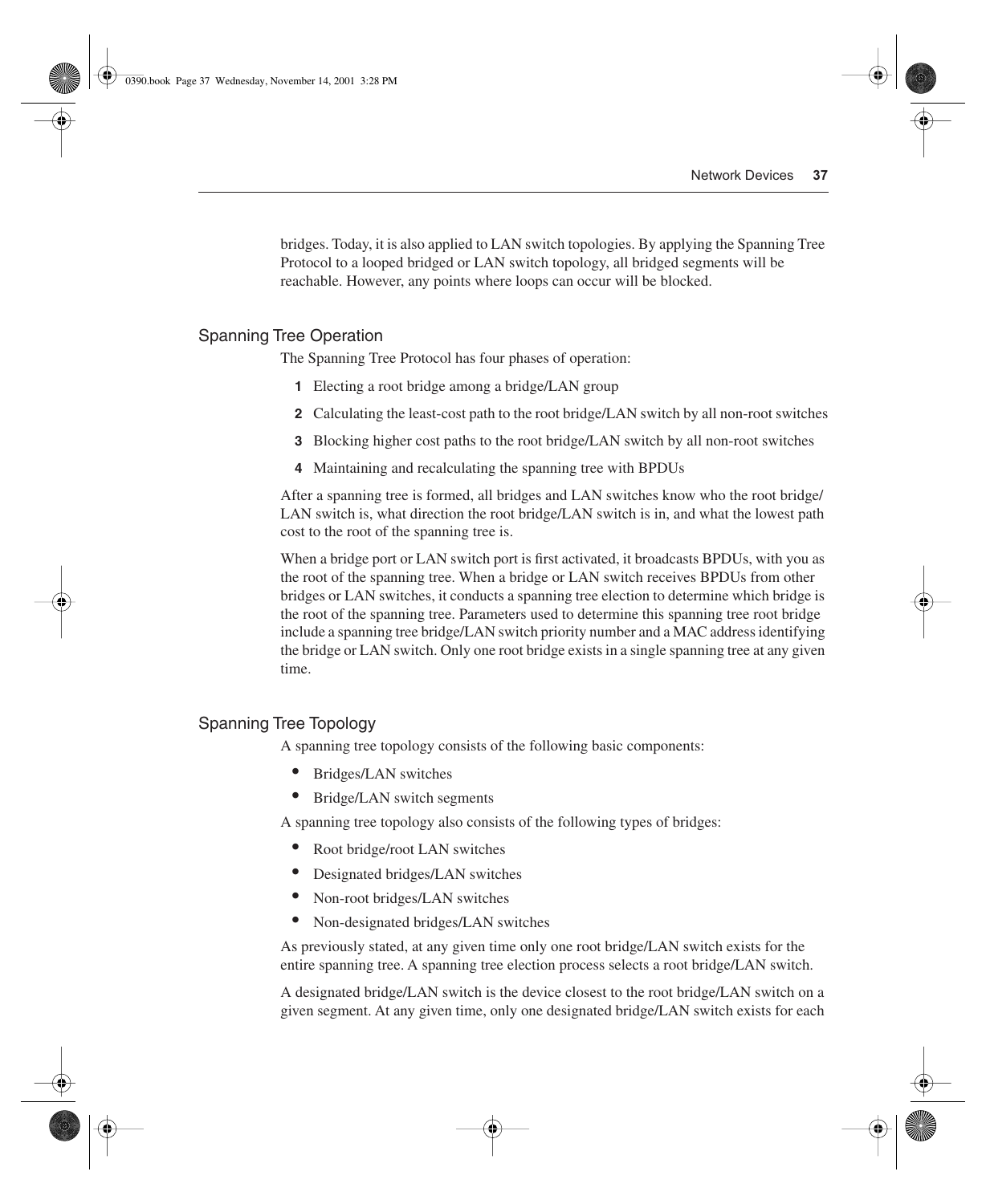bridges. Today, it is also applied to LAN switch topologies. By applying the Spanning Tree Protocol to a looped bridged or LAN switch topology, all bridged segments will be reachable. However, any points where loops can occur will be blocked.

## Spanning Tree Operation

The Spanning Tree Protocol has four phases of operation:

1. Electing a root bridge among a bridge/LAN group
2. Calculating the least-cost path to the root bridge/LAN switch by all non-root switches
3. Blocking higher cost paths to the root bridge/LAN switch by all non-root switches
4. Maintaining and recalculating the spanning tree with BPDUs

After a spanning tree is formed, all bridges and LAN switches know who the root bridge/LAN switch is, what direction the root bridge/LAN switch is in, and what the lowest path cost to the root of the spanning tree is.

When a bridge port or LAN switch port is first activated, it broadcasts BPDUs, with you as the root of the spanning tree. When a bridge or LAN switch receives BPDUs from other bridges or LAN switches, it conducts a spanning tree election to determine which bridge is the root of the spanning tree. Parameters used to determine this spanning tree root bridge include a spanning tree bridge/LAN switch priority number and a MAC address identifying the bridge or LAN switch. Only one root bridge exists in a single spanning tree at any given time.

## Spanning Tree Topology

A spanning tree topology consists of the following basic components:

- Bridges/LAN switches
- Bridge/LAN switch segments

A spanning tree topology also consists of the following types of bridges:

- Root bridge/root LAN switches
- Designated bridges/LAN switches
- Non-root bridges/LAN switches
- Non-designated bridges/LAN switches

As previously stated, at any given time only one root bridge/LAN switch exists for the entire spanning tree. A spanning tree election process selects a root bridge/LAN switch.

A designated bridge/LAN switch is the device closest to the root bridge/LAN switch on a given segment. At any given time, only one designated bridge/LAN switch exists for each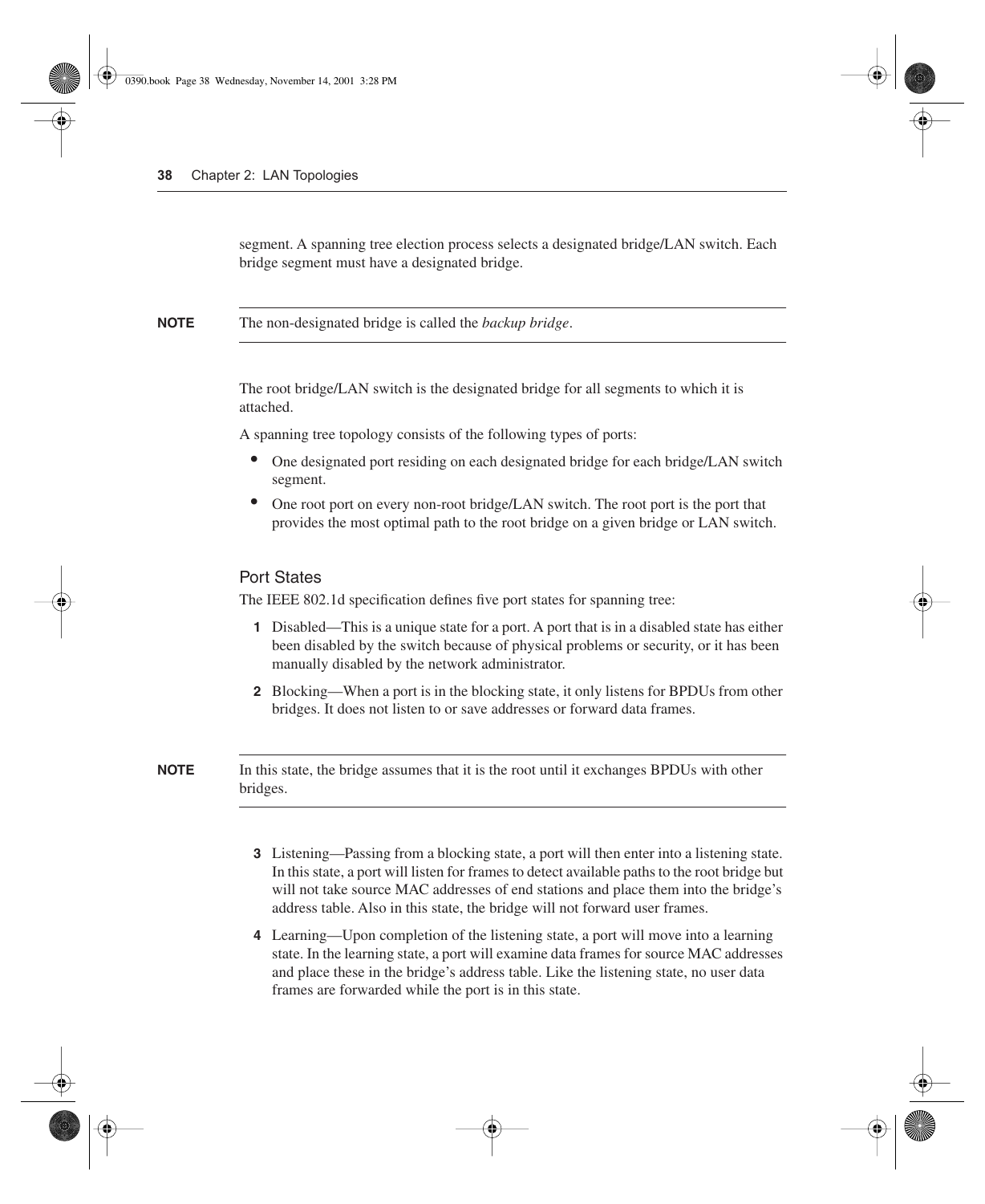segment. A spanning tree election process selects a designated bridge/LAN switch. Each bridge segment must have a designated bridge.

**NOTE** The non-designated bridge is called the *backup bridge*.

The root bridge/LAN switch is the designated bridge for all segments to which it is attached.

A spanning tree topology consists of the following types of ports:

- One designated port residing on each designated bridge for each bridge/LAN switch segment.
- One root port on every non-root bridge/LAN switch. The root port is the port that provides the most optimal path to the root bridge on a given bridge or LAN switch.

### Port States

The IEEE 802.1d specification defines five port states for spanning tree:

1. Disabled—This is a unique state for a port. A port that is in a disabled state has either been disabled by the switch because of physical problems or security, or it has been manually disabled by the network administrator.
2. Blocking—When a port is in the blocking state, it only listens for BPDUs from other bridges. It does not listen to or save addresses or forward data frames.

**NOTE** In this state, the bridge assumes that it is the root until it exchanges BPDUs with other bridges.

3. Listening—Passing from a blocking state, a port will then enter into a listening state. In this state, a port will listen for frames to detect available paths to the root bridge but will not take source MAC addresses of end stations and place them into the bridge's address table. Also in this state, the bridge will not forward user frames.
4. Learning—Upon completion of the listening state, a port will move into a learning state. In the learning state, a port will examine data frames for source MAC addresses and place these in the bridge's address table. Like the listening state, no user data frames are forwarded while the port is in this state.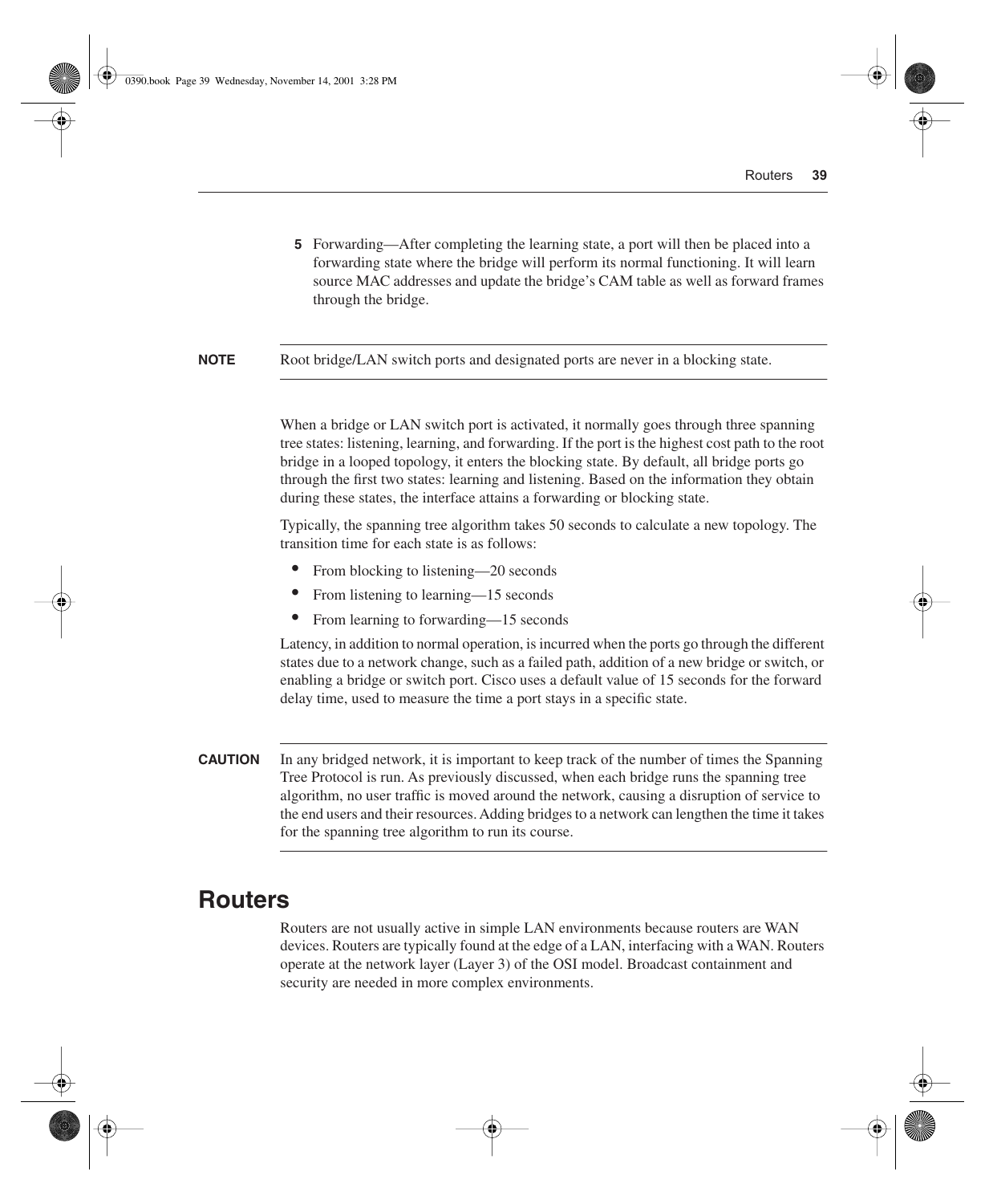5. Forwarding—After completing the learning state, a port will then be placed into a forwarding state where the bridge will perform its normal functioning. It will learn source MAC addresses and update the bridge's CAM table as well as forward frames through the bridge.

**NOTE** Root bridge/LAN switch ports and designated ports are never in a blocking state.

When a bridge or LAN switch port is activated, it normally goes through three spanning tree states: listening, learning, and forwarding. If the port is the highest cost path to the root bridge in a looped topology, it enters the blocking state. By default, all bridge ports go through the first two states: learning and listening. Based on the information they obtain during these states, the interface attains a forwarding or blocking state.

Typically, the spanning tree algorithm takes 50 seconds to calculate a new topology. The transition time for each state is as follows:

- From blocking to listening—20 seconds
- From listening to learning—15 seconds
- From learning to forwarding—15 seconds

Latency, in addition to normal operation, is incurred when the ports go through the different states due to a network change, such as a failed path, addition of a new bridge or switch, or enabling a bridge or switch port. Cisco uses a default value of 15 seconds for the forward delay time, used to measure the time a port stays in a specific state.

**CAUTION** In any bridged network, it is important to keep track of the number of times the Spanning Tree Protocol is run. As previously discussed, when each bridge runs the spanning tree algorithm, no user traffic is moved around the network, causing a disruption of service to the end users and their resources. Adding bridges to a network can lengthen the time it takes for the spanning tree algorithm to run its course.

## Routers

Routers are not usually active in simple LAN environments because routers are WAN devices. Routers are typically found at the edge of a LAN, interfacing with a WAN. Routers operate at the network layer (Layer 3) of the OSI model. Broadcast containment and security are needed in more complex environments.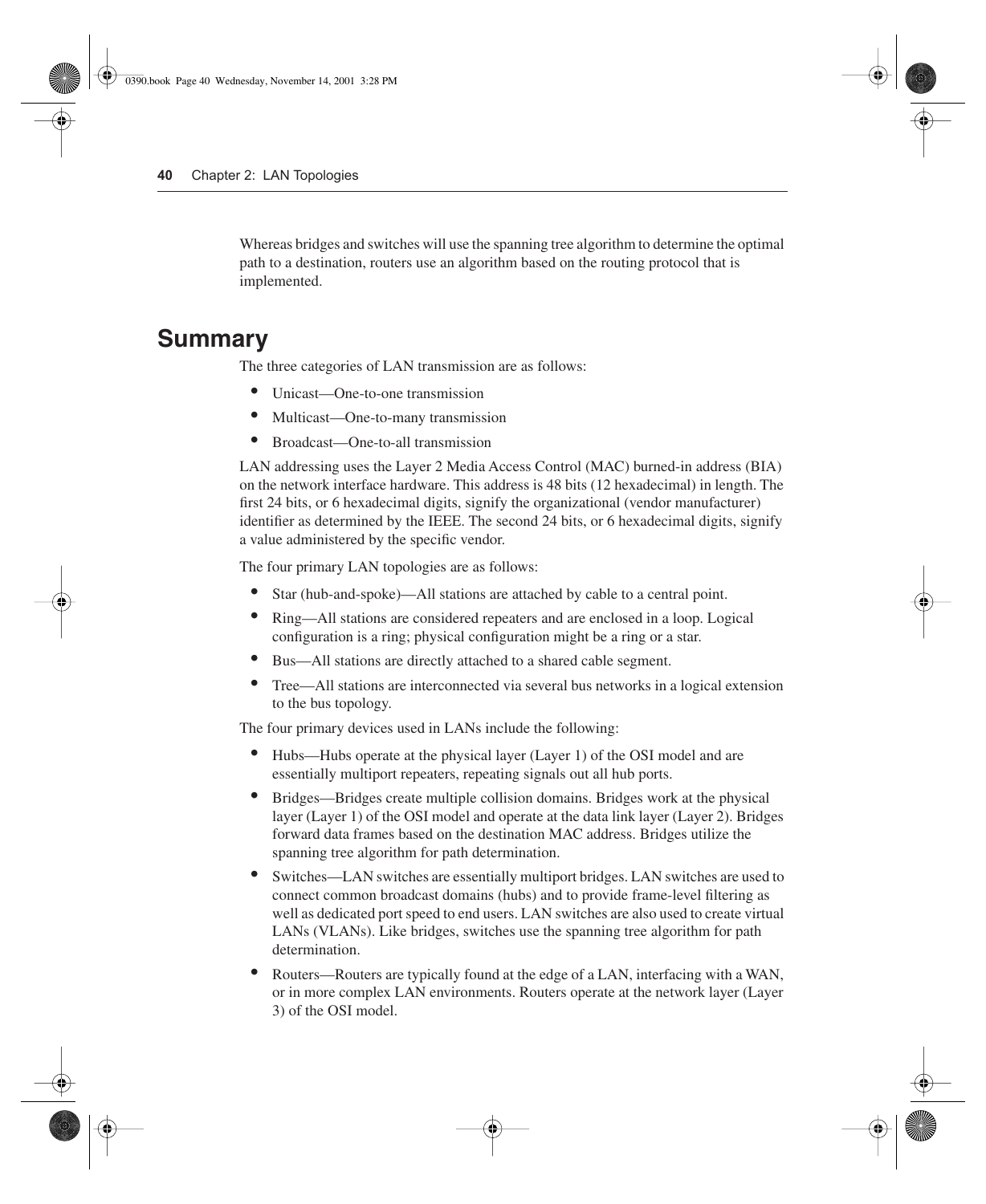Whereas bridges and switches will use the spanning tree algorithm to determine the optimal path to a destination, routers use an algorithm based on the routing protocol that is implemented.

## Summary

The three categories of LAN transmission are as follows:

- Unicast—One-to-one transmission
- Multicast—One-to-many transmission
- Broadcast—One-to-all transmission

LAN addressing uses the Layer 2 Media Access Control (MAC) burned-in address (BIA) on the network interface hardware. This address is 48 bits (12 hexadecimal) in length. The first 24 bits, or 6 hexadecimal digits, signify the organizational (vendor manufacturer) identifier as determined by the IEEE. The second 24 bits, or 6 hexadecimal digits, signify a value administered by the specific vendor.

The four primary LAN topologies are as follows:

- Star (hub-and-spoke)—All stations are attached by cable to a central point.
- Ring—All stations are considered repeaters and are enclosed in a loop. Logical configuration is a ring; physical configuration might be a ring or a star.
- Bus—All stations are directly attached to a shared cable segment.
- Tree—All stations are interconnected via several bus networks in a logical extension to the bus topology.

The four primary devices used in LANs include the following:

- Hubs—Hubs operate at the physical layer (Layer 1) of the OSI model and are essentially multiport repeaters, repeating signals out all hub ports.
- Bridges—Bridges create multiple collision domains. Bridges work at the physical layer (Layer 1) of the OSI model and operate at the data link layer (Layer 2). Bridges forward data frames based on the destination MAC address. Bridges utilize the spanning tree algorithm for path determination.
- Switches—LAN switches are essentially multiport bridges. LAN switches are used to connect common broadcast domains (hubs) and to provide frame-level filtering as well as dedicated port speed to end users. LAN switches are also used to create virtual LANs (VLANs). Like bridges, switches use the spanning tree algorithm for path determination.
- Routers—Routers are typically found at the edge of a LAN, interfacing with a WAN, or in more complex LAN environments. Routers operate at the network layer (Layer 3) of the OSI model.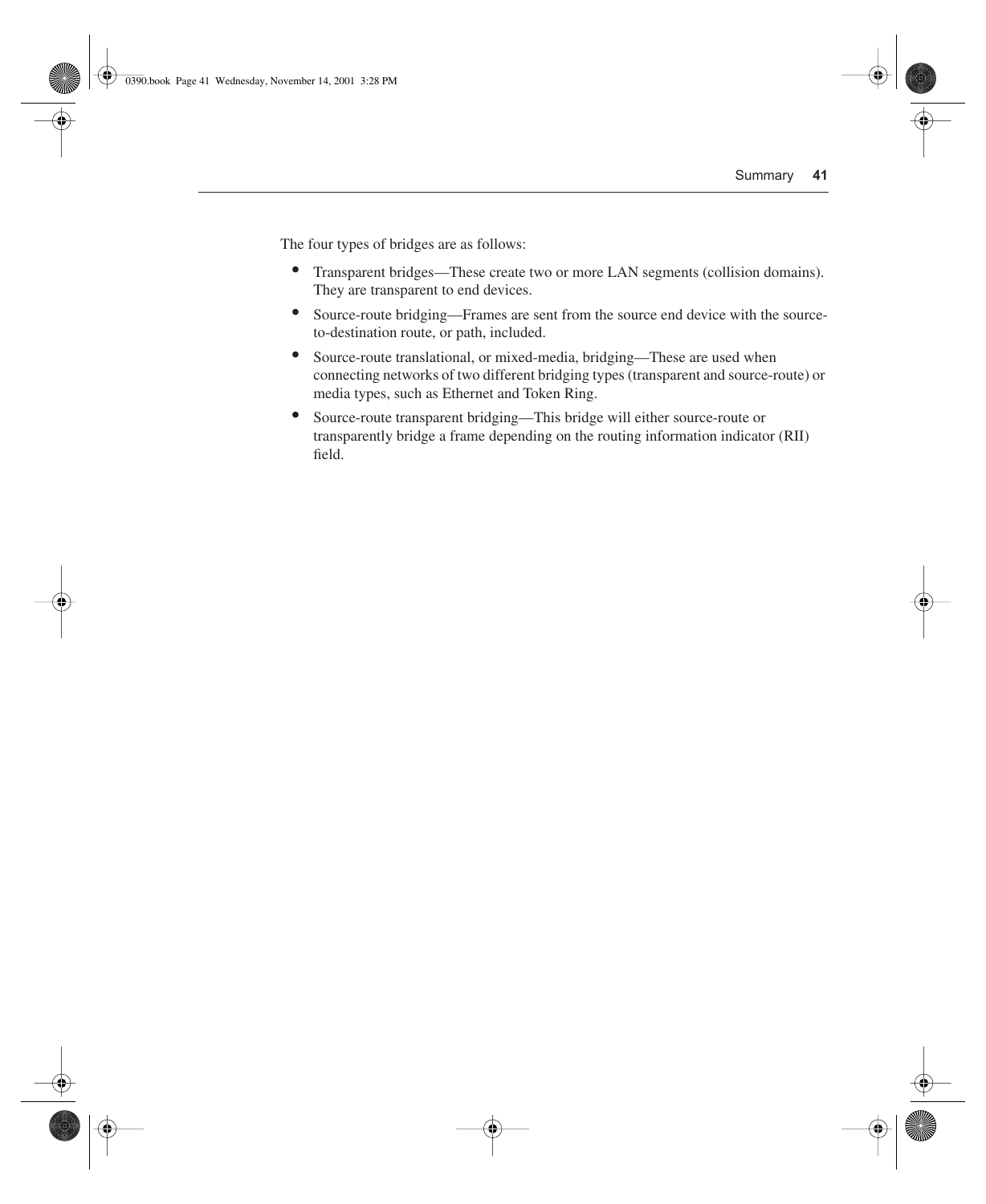The four types of bridges are as follows:

- Transparent bridges—These create two or more LAN segments (collision domains). They are transparent to end devices.
- Source-route bridging—Frames are sent from the source end device with the source-to-destination route, or path, included.
- Source-route translational, or mixed-media, bridging—These are used when connecting networks of two different bridging types (transparent and source-route) or media types, such as Ethernet and Token Ring.
- Source-route transparent bridging—This bridge will either source-route or transparently bridge a frame depending on the routing information indicator (RII) field.